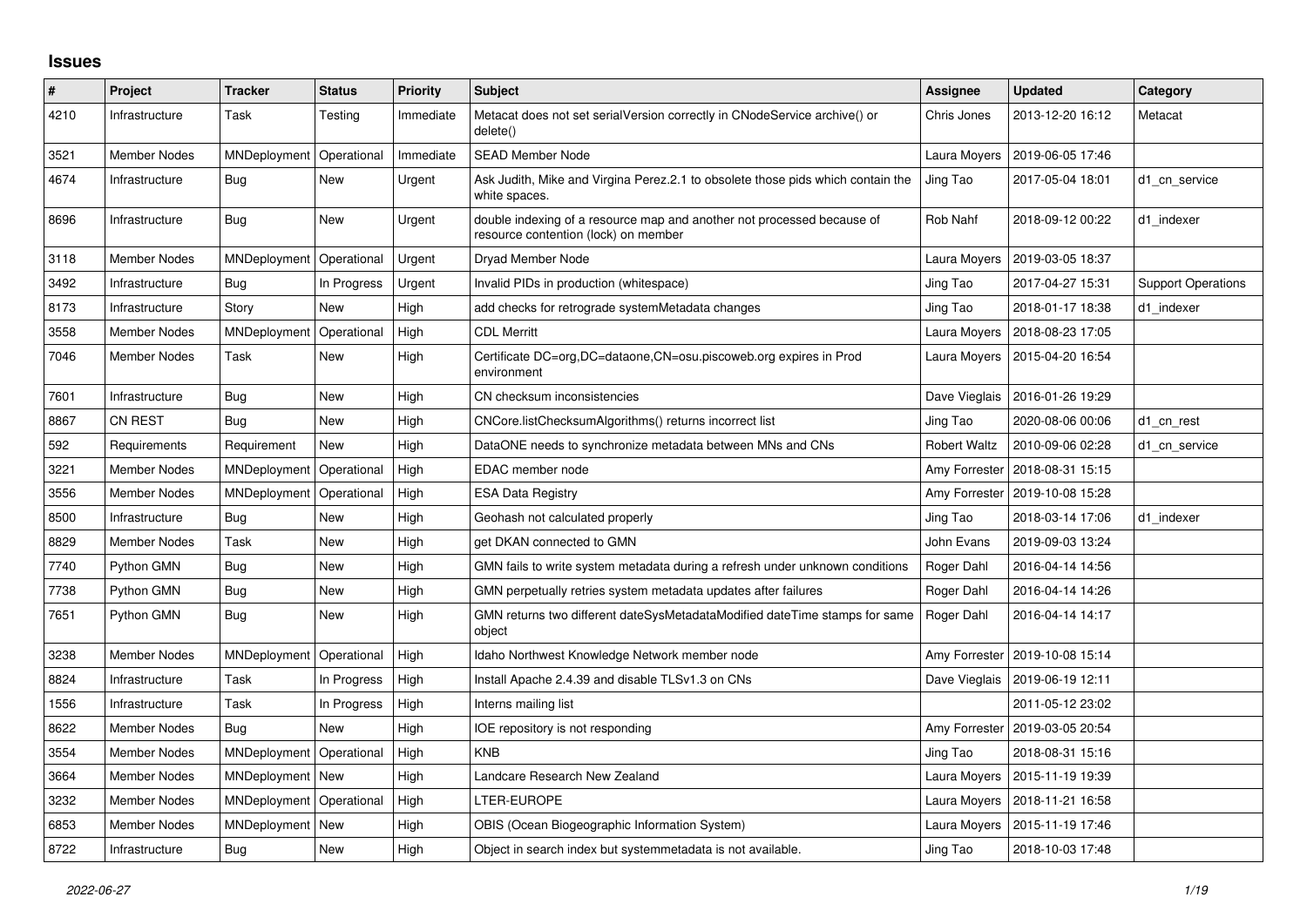# Issues

| # | Project | Tracker | Status | Priority | Subject | Assignee | Updated | Category |
|---|---|---|---|---|---|---|---|---|
| 4210 | Infrastructure | Task | Testing | Immediate | Metacat does not set serialVersion correctly in CNodeService archive() or delete() | Chris Jones | 2013-12-20 16:12 | Metacat |
| 3521 | Member Nodes | MNDeployment | Operational | Immediate | SEAD Member Node | Laura Moyers | 2019-06-05 17:46 | |
| 4674 | Infrastructure | Bug | New | Urgent | Ask Judith, Mike and Virgina Perez.2.1 to obsolete those pids which contain the white spaces. | Jing Tao | 2017-05-04 18:01 | d1_cn_service |
| 8696 | Infrastructure | Bug | New | Urgent | double indexing of a resource map and another not processed because of resource contention (lock) on member | Rob Nahf | 2018-09-12 00:22 | d1_indexer |
| 3118 | Member Nodes | MNDeployment | Operational | Urgent | Dryad Member Node | Laura Moyers | 2019-03-05 18:37 | |
| 3492 | Infrastructure | Bug | In Progress | Urgent | Invalid PIDs in production (whitespace) | Jing Tao | 2017-04-27 15:31 | Support Operations |
| 8173 | Infrastructure | Story | New | High | add checks for retrograde systemMetadata changes | Jing Tao | 2018-01-17 18:38 | d1_indexer |
| 3558 | Member Nodes | MNDeployment | Operational | High | CDL Merritt | Laura Moyers | 2018-08-23 17:05 | |
| 7046 | Member Nodes | Task | New | High | Certificate DC=org,DC=dataone,CN=osu.piscoweb.org expires in Prod environment | Laura Moyers | 2015-04-20 16:54 | |
| 7601 | Infrastructure | Bug | New | High | CN checksum inconsistencies | Dave Vieglais | 2016-01-26 19:29 | |
| 8867 | CN REST | Bug | New | High | CNCore.listChecksumAlgorithms() returns incorrect list | Jing Tao | 2020-08-06 00:06 | d1_cn_rest |
| 592 | Requirements | Requirement | New | High | DataONE needs to synchronize metadata between MNs and CNs | Robert Waltz | 2010-09-06 02:28 | d1_cn_service |
| 3221 | Member Nodes | MNDeployment | Operational | High | EDAC member node | Amy Forrester | 2018-08-31 15:15 | |
| 3556 | Member Nodes | MNDeployment | Operational | High | ESA Data Registry | Amy Forrester | 2019-10-08 15:28 | |
| 8500 | Infrastructure | Bug | New | High | Geohash not calculated properly | Jing Tao | 2018-03-14 17:06 | d1_indexer |
| 8829 | Member Nodes | Task | New | High | get DKAN connected to GMN | John Evans | 2019-09-03 13:24 | |
| 7740 | Python GMN | Bug | New | High | GMN fails to write system metadata during a refresh under unknown conditions | Roger Dahl | 2016-04-14 14:56 | |
| 7738 | Python GMN | Bug | New | High | GMN perpetually retries system metadata updates after failures | Roger Dahl | 2016-04-14 14:26 | |
| 7651 | Python GMN | Bug | New | High | GMN returns two different dateSysMetadataModified dateTime stamps for same object | Roger Dahl | 2016-04-14 14:17 | |
| 3238 | Member Nodes | MNDeployment | Operational | High | Idaho Northwest Knowledge Network member node | Amy Forrester | 2019-10-08 15:14 | |
| 8824 | Infrastructure | Task | In Progress | High | Install Apache 2.4.39 and disable TLSv1.3 on CNs | Dave Vieglais | 2019-06-19 12:11 | |
| 1556 | Infrastructure | Task | In Progress | High | Interns mailing list | | 2011-05-12 23:02 | |
| 8622 | Member Nodes | Bug | New | High | IOE repository is not responding | Amy Forrester | 2019-03-05 20:54 | |
| 3554 | Member Nodes | MNDeployment | Operational | High | KNB | Jing Tao | 2018-08-31 15:16 | |
| 3664 | Member Nodes | MNDeployment | New | High | Landcare Research New Zealand | Laura Moyers | 2015-11-19 19:39 | |
| 3232 | Member Nodes | MNDeployment | Operational | High | LTER-EUROPE | Laura Moyers | 2018-11-21 16:58 | |
| 6853 | Member Nodes | MNDeployment | New | High | OBIS (Ocean Biogeographic Information System) | Laura Moyers | 2015-11-19 17:46 | |
| 8722 | Infrastructure | Bug | New | High | Object in search index but systemmetadata is not available. | Jing Tao | 2018-10-03 17:48 | |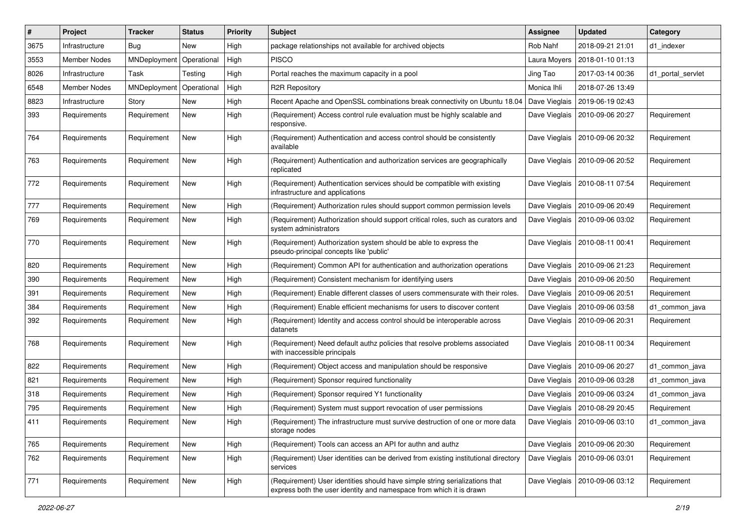| # | Project | Tracker | Status | Priority | Subject | Assignee | Updated | Category |
|---|---|---|---|---|---|---|---|---|
| 3675 | Infrastructure | Bug | New | High | package relationships not available for archived objects | Rob Nahf | 2018-09-21 21:01 | d1_indexer |
| 3553 | Member Nodes | MNDeployment | Operational | High | PISCO | Laura Moyers | 2018-01-10 01:13 | |
| 8026 | Infrastructure | Task | Testing | High | Portal reaches the maximum capacity in a pool | Jing Tao | 2017-03-14 00:36 | d1_portal_servlet |
| 6548 | Member Nodes | MNDeployment | Operational | High | R2R Repository | Monica Ihli | 2018-07-26 13:49 | |
| 8823 | Infrastructure | Story | New | High | Recent Apache and OpenSSL combinations break connectivity on Ubuntu 18.04 | Dave Vieglais | 2019-06-19 02:43 | |
| 393 | Requirements | Requirement | New | High | (Requirement) Access control rule evaluation must be highly scalable and responsive. | Dave Vieglais | 2010-09-06 20:27 | Requirement |
| 764 | Requirements | Requirement | New | High | (Requirement) Authentication and access control should be consistently available | Dave Vieglais | 2010-09-06 20:32 | Requirement |
| 763 | Requirements | Requirement | New | High | (Requirement) Authentication and authorization services are geographically replicated | Dave Vieglais | 2010-09-06 20:52 | Requirement |
| 772 | Requirements | Requirement | New | High | (Requirement) Authentication services should be compatible with existing infrastructure and applications | Dave Vieglais | 2010-08-11 07:54 | Requirement |
| 777 | Requirements | Requirement | New | High | (Requirement) Authorization rules should support common permission levels | Dave Vieglais | 2010-09-06 20:49 | Requirement |
| 769 | Requirements | Requirement | New | High | (Requirement) Authorization should support critical roles, such as curators and system administrators | Dave Vieglais | 2010-09-06 03:02 | Requirement |
| 770 | Requirements | Requirement | New | High | (Requirement) Authorization system should be able to express the pseudo-principal concepts like 'public' | Dave Vieglais | 2010-08-11 00:41 | Requirement |
| 820 | Requirements | Requirement | New | High | (Requirement) Common API for authentication and authorization operations | Dave Vieglais | 2010-09-06 21:23 | Requirement |
| 390 | Requirements | Requirement | New | High | (Requirement) Consistent mechanism for identifying users | Dave Vieglais | 2010-09-06 20:50 | Requirement |
| 391 | Requirements | Requirement | New | High | (Requirement) Enable different classes of users commensurate with their roles. | Dave Vieglais | 2010-09-06 20:51 | Requirement |
| 384 | Requirements | Requirement | New | High | (Requirement) Enable efficient mechanisms for users to discover content | Dave Vieglais | 2010-09-06 03:58 | d1_common_java |
| 392 | Requirements | Requirement | New | High | (Requirement) Identity and access control should be interoperable across datanets | Dave Vieglais | 2010-09-06 20:31 | Requirement |
| 768 | Requirements | Requirement | New | High | (Requirement) Need default authz policies that resolve problems associated with inaccessible principals | Dave Vieglais | 2010-08-11 00:34 | Requirement |
| 822 | Requirements | Requirement | New | High | (Requirement) Object access and manipulation should be responsive | Dave Vieglais | 2010-09-06 20:27 | d1_common_java |
| 821 | Requirements | Requirement | New | High | (Requirement) Sponsor required functionality | Dave Vieglais | 2010-09-06 03:28 | d1_common_java |
| 318 | Requirements | Requirement | New | High | (Requirement) Sponsor required Y1 functionality | Dave Vieglais | 2010-09-06 03:24 | d1_common_java |
| 795 | Requirements | Requirement | New | High | (Requirement) System must support revocation of user permissions | Dave Vieglais | 2010-08-29 20:45 | Requirement |
| 411 | Requirements | Requirement | New | High | (Requirement) The infrastructure must survive destruction of one or more data storage nodes | Dave Vieglais | 2010-09-06 03:10 | d1_common_java |
| 765 | Requirements | Requirement | New | High | (Requirement) Tools can access an API for authn and authz | Dave Vieglais | 2010-09-06 20:30 | Requirement |
| 762 | Requirements | Requirement | New | High | (Requirement) User identities can be derived from existing institutional directory services | Dave Vieglais | 2010-09-06 03:01 | Requirement |
| 771 | Requirements | Requirement | New | High | (Requirement) User identities should have simple string serializations that express both the user identity and namespace from which it is drawn | Dave Vieglais | 2010-09-06 03:12 | Requirement |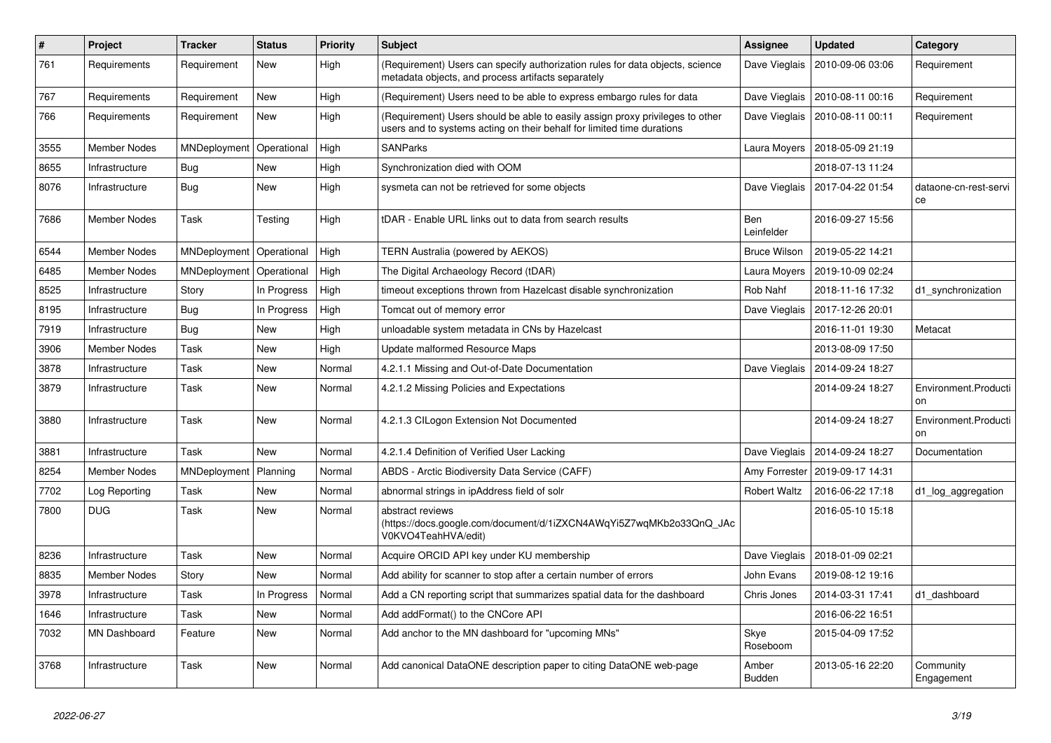| # | Project | Tracker | Status | Priority | Subject | Assignee | Updated | Category |
|---|---|---|---|---|---|---|---|---|
| 761 | Requirements | Requirement | New | High | (Requirement) Users can specify authorization rules for data objects, science metadata objects, and process artifacts separately | Dave Vieglais | 2010-09-06 03:06 | Requirement |
| 767 | Requirements | Requirement | New | High | (Requirement) Users need to be able to express embargo rules for data | Dave Vieglais | 2010-08-11 00:16 | Requirement |
| 766 | Requirements | Requirement | New | High | (Requirement) Users should be able to easily assign proxy privileges to other users and to systems acting on their behalf for limited time durations | Dave Vieglais | 2010-08-11 00:11 | Requirement |
| 3555 | Member Nodes | MNDeployment | Operational | High | SANParks | Laura Moyers | 2018-05-09 21:19 | |
| 8655 | Infrastructure | Bug | New | High | Synchronization died with OOM | | 2018-07-13 11:24 | |
| 8076 | Infrastructure | Bug | New | High | sysmeta can not be retrieved for some objects | Dave Vieglais | 2017-04-22 01:54 | dataone-cn-rest-service |
| 7686 | Member Nodes | Task | Testing | High | tDAR - Enable URL links out to data from search results | Ben Leinfelder | 2016-09-27 15:56 | |
| 6544 | Member Nodes | MNDeployment | Operational | High | TERN Australia (powered by AEKOS) | Bruce Wilson | 2019-05-22 14:21 | |
| 6485 | Member Nodes | MNDeployment | Operational | High | The Digital Archaeology Record (tDAR) | Laura Moyers | 2019-10-09 02:24 | |
| 8525 | Infrastructure | Story | In Progress | High | timeout exceptions thrown from Hazelcast disable synchronization | Rob Nahf | 2018-11-16 17:32 | d1_synchronization |
| 8195 | Infrastructure | Bug | In Progress | High | Tomcat out of memory error | Dave Vieglais | 2017-12-26 20:01 | |
| 7919 | Infrastructure | Bug | New | High | unloadable system metadata in CNs by Hazelcast | | 2016-11-01 19:30 | Metacat |
| 3906 | Member Nodes | Task | New | High | Update malformed Resource Maps | | 2013-08-09 17:50 | |
| 3878 | Infrastructure | Task | New | Normal | 4.2.1.1 Missing and Out-of-Date Documentation | Dave Vieglais | 2014-09-24 18:27 | |
| 3879 | Infrastructure | Task | New | Normal | 4.2.1.2 Missing Policies and Expectations | | 2014-09-24 18:27 | Environment.Production |
| 3880 | Infrastructure | Task | New | Normal | 4.2.1.3 CILogon Extension Not Documented | | 2014-09-24 18:27 | Environment.Production |
| 3881 | Infrastructure | Task | New | Normal | 4.2.1.4 Definition of Verified User Lacking | Dave Vieglais | 2014-09-24 18:27 | Documentation |
| 8254 | Member Nodes | MNDeployment | Planning | Normal | ABDS - Arctic Biodiversity Data Service (CAFF) | Amy Forrester | 2019-09-17 14:31 | |
| 7702 | Log Reporting | Task | New | Normal | abnormal strings in ipAddress field of solr | Robert Waltz | 2016-06-22 17:18 | d1_log_aggregation |
| 7800 | DUG | Task | New | Normal | abstract reviews (https://docs.google.com/document/d/1iZXCN4AWqYi5Z7wqMKb2o33QnQ_JAcV0KVO4TeahHVA/edit) | | 2016-05-10 15:18 | |
| 8236 | Infrastructure | Task | New | Normal | Acquire ORCID API key under KU membership | Dave Vieglais | 2018-01-09 02:21 | |
| 8835 | Member Nodes | Story | New | Normal | Add ability for scanner to stop after a certain number of errors | John Evans | 2019-08-12 19:16 | |
| 3978 | Infrastructure | Task | In Progress | Normal | Add a CN reporting script that summarizes spatial data for the dashboard | Chris Jones | 2014-03-31 17:41 | d1_dashboard |
| 1646 | Infrastructure | Task | New | Normal | Add addFormat() to the CNCore API | | 2016-06-22 16:51 | |
| 7032 | MN Dashboard | Feature | New | Normal | Add anchor to the MN dashboard for "upcoming MNs" | Skye Roseboom | 2015-04-09 17:52 | |
| 3768 | Infrastructure | Task | New | Normal | Add canonical DataONE description paper to citing DataONE web-page | Amber Budden | 2013-05-16 22:20 | Community Engagement |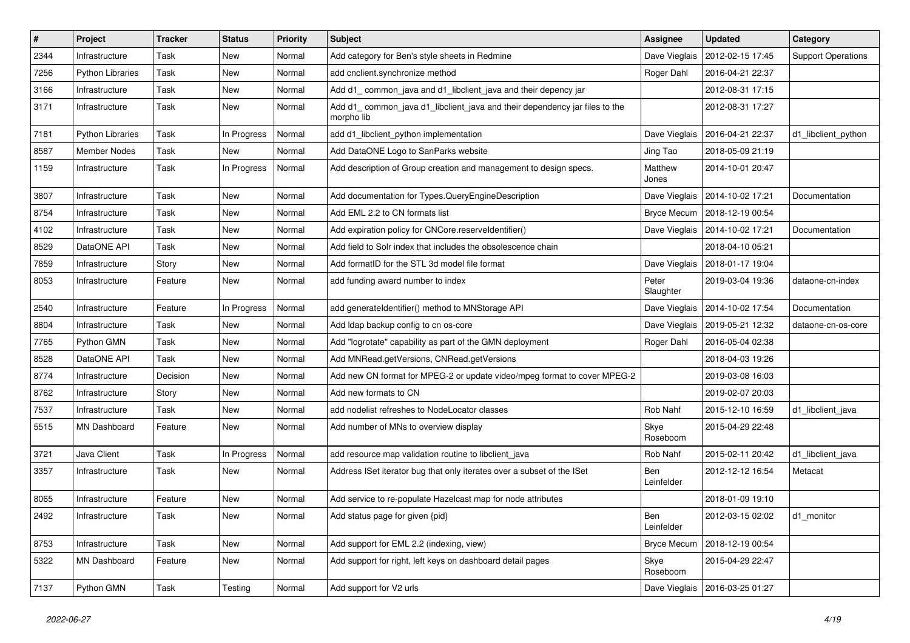| # | Project | Tracker | Status | Priority | Subject | Assignee | Updated | Category |
|---|---|---|---|---|---|---|---|---|
| 2344 | Infrastructure | Task | New | Normal | Add category for Ben's style sheets in Redmine | Dave Vieglais | 2012-02-15 17:45 | Support Operations |
| 7256 | Python Libraries | Task | New | Normal | add cnclient.synchronize method | Roger Dahl | 2016-04-21 22:37 | |
| 3166 | Infrastructure | Task | New | Normal | Add d1_ common_java and d1_libclient_java and their depency jar | | 2012-08-31 17:15 | |
| 3171 | Infrastructure | Task | New | Normal | Add d1_ common_java d1_libclient_java and their dependency jar files to the morpho lib | | 2012-08-31 17:27 | |
| 7181 | Python Libraries | Task | In Progress | Normal | add d1_libclient_python implementation | Dave Vieglais | 2016-04-21 22:37 | d1_libclient_python |
| 8587 | Member Nodes | Task | New | Normal | Add DataONE Logo to SanParks website | Jing Tao | 2018-05-09 21:19 | |
| 1159 | Infrastructure | Task | In Progress | Normal | Add description of Group creation and management to design specs. | Matthew Jones | 2014-10-01 20:47 | |
| 3807 | Infrastructure | Task | New | Normal | Add documentation for Types.QueryEngineDescription | Dave Vieglais | 2014-10-02 17:21 | Documentation |
| 8754 | Infrastructure | Task | New | Normal | Add EML 2.2 to CN formats list | Bryce Mecum | 2018-12-19 00:54 | |
| 4102 | Infrastructure | Task | New | Normal | Add expiration policy for CNCore.reserveIdentifier() | Dave Vieglais | 2014-10-02 17:21 | Documentation |
| 8529 | DataONE API | Task | New | Normal | Add field to Solr index that includes the obsolescence chain | | 2018-04-10 05:21 | |
| 7859 | Infrastructure | Story | New | Normal | Add formatID for the STL 3d model file format | Dave Vieglais | 2018-01-17 19:04 | |
| 8053 | Infrastructure | Feature | New | Normal | add funding award number to index | Peter Slaughter | 2019-03-04 19:36 | dataone-cn-index |
| 2540 | Infrastructure | Feature | In Progress | Normal | add generateIdentifier() method to MNStorage API | Dave Vieglais | 2014-10-02 17:54 | Documentation |
| 8804 | Infrastructure | Task | New | Normal | Add ldap backup config to cn os-core | Dave Vieglais | 2019-05-21 12:32 | dataone-cn-os-core |
| 7765 | Python GMN | Task | New | Normal | Add "logrotate" capability as part of the GMN deployment | Roger Dahl | 2016-05-04 02:38 | |
| 8528 | DataONE API | Task | New | Normal | Add MNRead.getVersions, CNRead.getVersions | | 2018-04-03 19:26 | |
| 8774 | Infrastructure | Decision | New | Normal | Add new CN format for MPEG-2 or update video/mpeg format to cover MPEG-2 | | 2019-03-08 16:03 | |
| 8762 | Infrastructure | Story | New | Normal | Add new formats to CN | | 2019-02-07 20:03 | |
| 7537 | Infrastructure | Task | New | Normal | add nodelist refreshes to NodeLocator classes | Rob Nahf | 2015-12-10 16:59 | d1_libclient_java |
| 5515 | MN Dashboard | Feature | New | Normal | Add number of MNs to overview display | Skye Roseboom | 2015-04-29 22:48 | |
| 3721 | Java Client | Task | In Progress | Normal | add resource map validation routine to libclient_java | Rob Nahf | 2015-02-11 20:42 | d1_libclient_java |
| 3357 | Infrastructure | Task | New | Normal | Address ISet iterator bug that only iterates over a subset of the ISet | Ben Leinfelder | 2012-12-12 16:54 | Metacat |
| 8065 | Infrastructure | Feature | New | Normal | Add service to re-populate Hazelcast map for node attributes | | 2018-01-09 19:10 | |
| 2492 | Infrastructure | Task | New | Normal | Add status page for given {pid} | Ben Leinfelder | 2012-03-15 02:02 | d1_monitor |
| 8753 | Infrastructure | Task | New | Normal | Add support for EML 2.2 (indexing, view) | Bryce Mecum | 2018-12-19 00:54 | |
| 5322 | MN Dashboard | Feature | New | Normal | Add support for right, left keys on dashboard detail pages | Skye Roseboom | 2015-04-29 22:47 | |
| 7137 | Python GMN | Task | Testing | Normal | Add support for V2 urls | Dave Vieglais | 2016-03-25 01:27 | |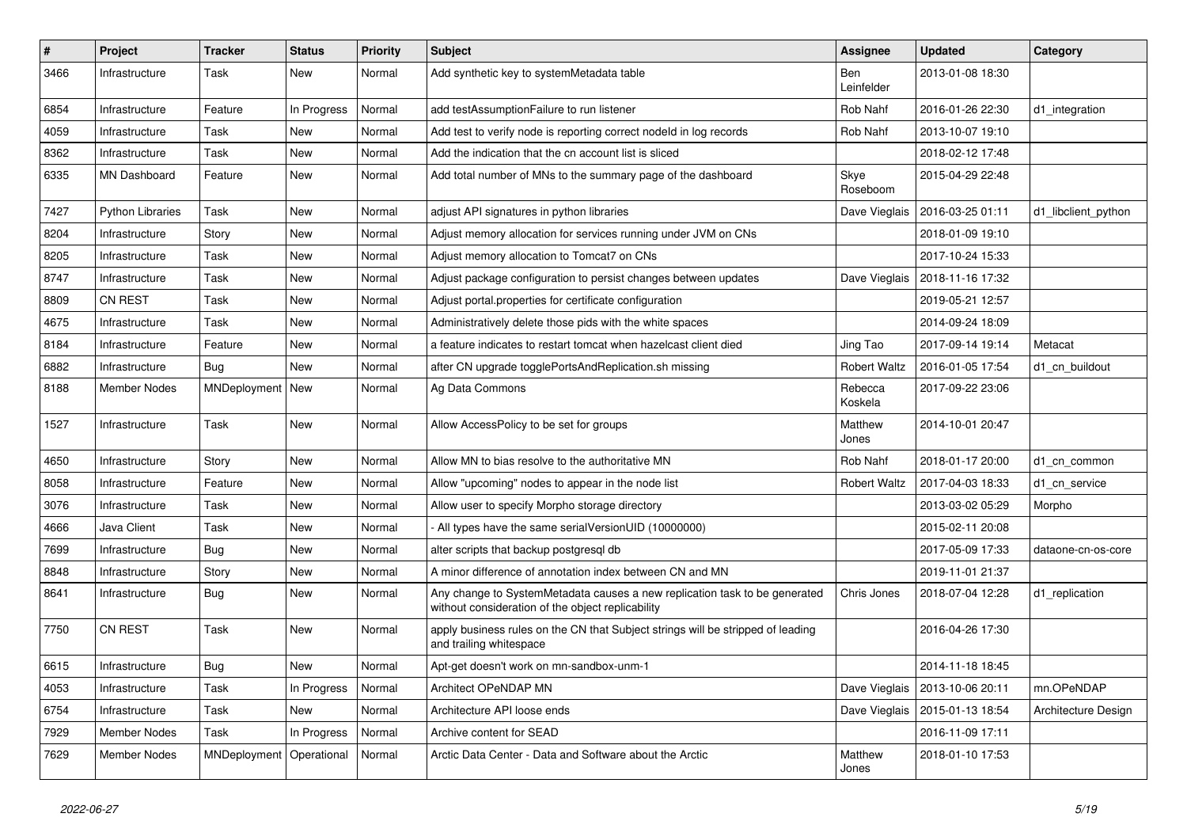| # | Project | Tracker | Status | Priority | Subject | Assignee | Updated | Category |
|---|---|---|---|---|---|---|---|---|
| 3466 | Infrastructure | Task | New | Normal | Add synthetic key to systemMetadata table | Ben Leinfelder | 2013-01-08 18:30 | |
| 6854 | Infrastructure | Feature | In Progress | Normal | add testAssumptionFailure to run listener | Rob Nahf | 2016-01-26 22:30 | d1_integration |
| 4059 | Infrastructure | Task | New | Normal | Add test to verify node is reporting correct nodeId in log records | Rob Nahf | 2013-10-07 19:10 | |
| 8362 | Infrastructure | Task | New | Normal | Add the indication that the cn account list is sliced | | 2018-02-12 17:48 | |
| 6335 | MN Dashboard | Feature | New | Normal | Add total number of MNs to the summary page of the dashboard | Skye Roseboom | 2015-04-29 22:48 | |
| 7427 | Python Libraries | Task | New | Normal | adjust API signatures in python libraries | Dave Vieglais | 2016-03-25 01:11 | d1_libclient_python |
| 8204 | Infrastructure | Story | New | Normal | Adjust memory allocation for services running under JVM on CNs | | 2018-01-09 19:10 | |
| 8205 | Infrastructure | Task | New | Normal | Adjust memory allocation to Tomcat7 on CNs | | 2017-10-24 15:33 | |
| 8747 | Infrastructure | Task | New | Normal | Adjust package configuration to persist changes between updates | Dave Vieglais | 2018-11-16 17:32 | |
| 8809 | CN REST | Task | New | Normal | Adjust portal.properties for certificate configuration | | 2019-05-21 12:57 | |
| 4675 | Infrastructure | Task | New | Normal | Administratively delete those pids with the white spaces | | 2014-09-24 18:09 | |
| 8184 | Infrastructure | Feature | New | Normal | a feature indicates to restart tomcat when hazelcast client died | Jing Tao | 2017-09-14 19:14 | Metacat |
| 6882 | Infrastructure | Bug | New | Normal | after CN upgrade togglePortsAndReplication.sh missing | Robert Waltz | 2016-01-05 17:54 | d1_cn_buildout |
| 8188 | Member Nodes | MNDeployment | New | Normal | Ag Data Commons | Rebecca Koskela | 2017-09-22 23:06 | |
| 1527 | Infrastructure | Task | New | Normal | Allow AccessPolicy to be set for groups | Matthew Jones | 2014-10-01 20:47 | |
| 4650 | Infrastructure | Story | New | Normal | Allow MN to bias resolve to the authoritative MN | Rob Nahf | 2018-01-17 20:00 | d1_cn_common |
| 8058 | Infrastructure | Feature | New | Normal | Allow "upcoming" nodes to appear in the node list | Robert Waltz | 2017-04-03 18:33 | d1_cn_service |
| 3076 | Infrastructure | Task | New | Normal | Allow user to specify Morpho storage directory | | 2013-03-02 05:29 | Morpho |
| 4666 | Java Client | Task | New | Normal | - All types have the same serialVersionUID (10000000) | | 2015-02-11 20:08 | |
| 7699 | Infrastructure | Bug | New | Normal | alter scripts that backup postgresql db | | 2017-05-09 17:33 | dataone-cn-os-core |
| 8848 | Infrastructure | Story | New | Normal | A minor difference of annotation index between CN and MN | | 2019-11-01 21:37 | |
| 8641 | Infrastructure | Bug | New | Normal | Any change to SystemMetadata causes a new replication task to be generated without consideration of the object replicability | Chris Jones | 2018-07-04 12:28 | d1_replication |
| 7750 | CN REST | Task | New | Normal | apply business rules on the CN that Subject strings will be stripped of leading and trailing whitespace | | 2016-04-26 17:30 | |
| 6615 | Infrastructure | Bug | New | Normal | Apt-get doesn't work on mn-sandbox-unm-1 | | 2014-11-18 18:45 | |
| 4053 | Infrastructure | Task | In Progress | Normal | Architect OPeNDAP MN | Dave Vieglais | 2013-10-06 20:11 | mn.OPeNDAP |
| 6754 | Infrastructure | Task | New | Normal | Architecture API loose ends | Dave Vieglais | 2015-01-13 18:54 | Architecture Design |
| 7929 | Member Nodes | Task | In Progress | Normal | Archive content for SEAD | | 2016-11-09 17:11 | |
| 7629 | Member Nodes | MNDeployment | Operational | Normal | Arctic Data Center - Data and Software about the Arctic | Matthew Jones | 2018-01-10 17:53 | |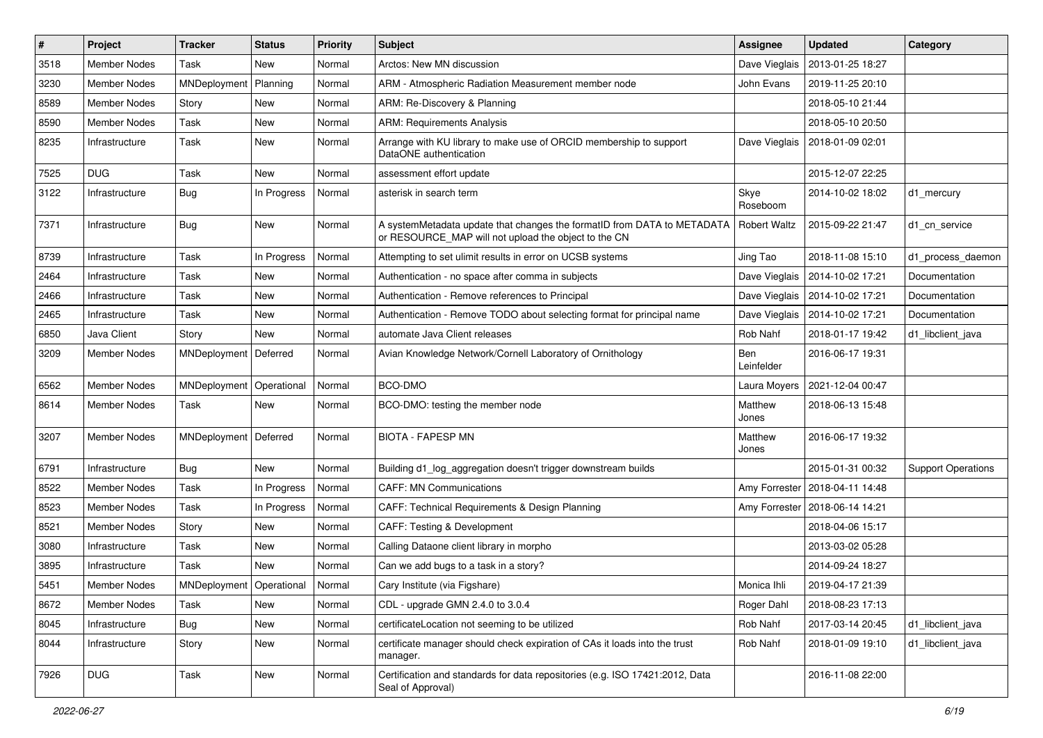| # | Project | Tracker | Status | Priority | Subject | Assignee | Updated | Category |
|---|---|---|---|---|---|---|---|---|
| 3518 | Member Nodes | Task | New | Normal | Arctos: New MN discussion | Dave Vieglais | 2013-01-25 18:27 | |
| 3230 | Member Nodes | MNDeployment | Planning | Normal | ARM - Atmospheric Radiation Measurement member node | John Evans | 2019-11-25 20:10 | |
| 8589 | Member Nodes | Story | New | Normal | ARM: Re-Discovery & Planning | | 2018-05-10 21:44 | |
| 8590 | Member Nodes | Task | New | Normal | ARM: Requirements Analysis | | 2018-05-10 20:50 | |
| 8235 | Infrastructure | Task | New | Normal | Arrange with KU library to make use of ORCID membership to support DataONE authentication | Dave Vieglais | 2018-01-09 02:01 | |
| 7525 | DUG | Task | New | Normal | assessment effort update | | 2015-12-07 22:25 | |
| 3122 | Infrastructure | Bug | In Progress | Normal | asterisk in search term | Skye Roseboom | 2014-10-02 18:02 | d1_mercury |
| 7371 | Infrastructure | Bug | New | Normal | A systemMetadata update that changes the formatID from DATA to METADATA or RESOURCE_MAP will not upload the object to the CN | Robert Waltz | 2015-09-22 21:47 | d1_cn_service |
| 8739 | Infrastructure | Task | In Progress | Normal | Attempting to set ulimit results in error on UCSB systems | Jing Tao | 2018-11-08 15:10 | d1_process_daemon |
| 2464 | Infrastructure | Task | New | Normal | Authentication - no space after comma in subjects | Dave Vieglais | 2014-10-02 17:21 | Documentation |
| 2466 | Infrastructure | Task | New | Normal | Authentication - Remove references to Principal | Dave Vieglais | 2014-10-02 17:21 | Documentation |
| 2465 | Infrastructure | Task | New | Normal | Authentication - Remove TODO about selecting format for principal name | Dave Vieglais | 2014-10-02 17:21 | Documentation |
| 6850 | Java Client | Story | New | Normal | automate Java Client releases | Rob Nahf | 2018-01-17 19:42 | d1_libclient_java |
| 3209 | Member Nodes | MNDeployment | Deferred | Normal | Avian Knowledge Network/Cornell Laboratory of Ornithology | Ben Leinfelder | 2016-06-17 19:31 | |
| 6562 | Member Nodes | MNDeployment | Operational | Normal | BCO-DMO | Laura Moyers | 2021-12-04 00:47 | |
| 8614 | Member Nodes | Task | New | Normal | BCO-DMO: testing the member node | Matthew Jones | 2018-06-13 15:48 | |
| 3207 | Member Nodes | MNDeployment | Deferred | Normal | BIOTA - FAPESP MN | Matthew Jones | 2016-06-17 19:32 | |
| 6791 | Infrastructure | Bug | New | Normal | Building d1_log_aggregation doesn't trigger downstream builds | | 2015-01-31 00:32 | Support Operations |
| 8522 | Member Nodes | Task | In Progress | Normal | CAFF: MN Communications | Amy Forrester | 2018-04-11 14:48 | |
| 8523 | Member Nodes | Task | In Progress | Normal | CAFF: Technical Requirements & Design Planning | Amy Forrester | 2018-06-14 14:21 | |
| 8521 | Member Nodes | Story | New | Normal | CAFF: Testing & Development | | 2018-04-06 15:17 | |
| 3080 | Infrastructure | Task | New | Normal | Calling Dataone client library in morpho | | 2013-03-02 05:28 | |
| 3895 | Infrastructure | Task | New | Normal | Can we add bugs to a task in a story? | | 2014-09-24 18:27 | |
| 5451 | Member Nodes | MNDeployment | Operational | Normal | Cary Institute (via Figshare) | Monica Ihli | 2019-04-17 21:39 | |
| 8672 | Member Nodes | Task | New | Normal | CDL - upgrade GMN 2.4.0 to 3.0.4 | Roger Dahl | 2018-08-23 17:13 | |
| 8045 | Infrastructure | Bug | New | Normal | certificateLocation not seeming to be utilized | Rob Nahf | 2017-03-14 20:45 | d1_libclient_java |
| 8044 | Infrastructure | Story | New | Normal | certificate manager should check expiration of CAs it loads into the trust manager. | Rob Nahf | 2018-01-09 19:10 | d1_libclient_java |
| 7926 | DUG | Task | New | Normal | Certification and standards for data repositories (e.g. ISO 17421:2012, Data Seal of Approval) | | 2016-11-08 22:00 | |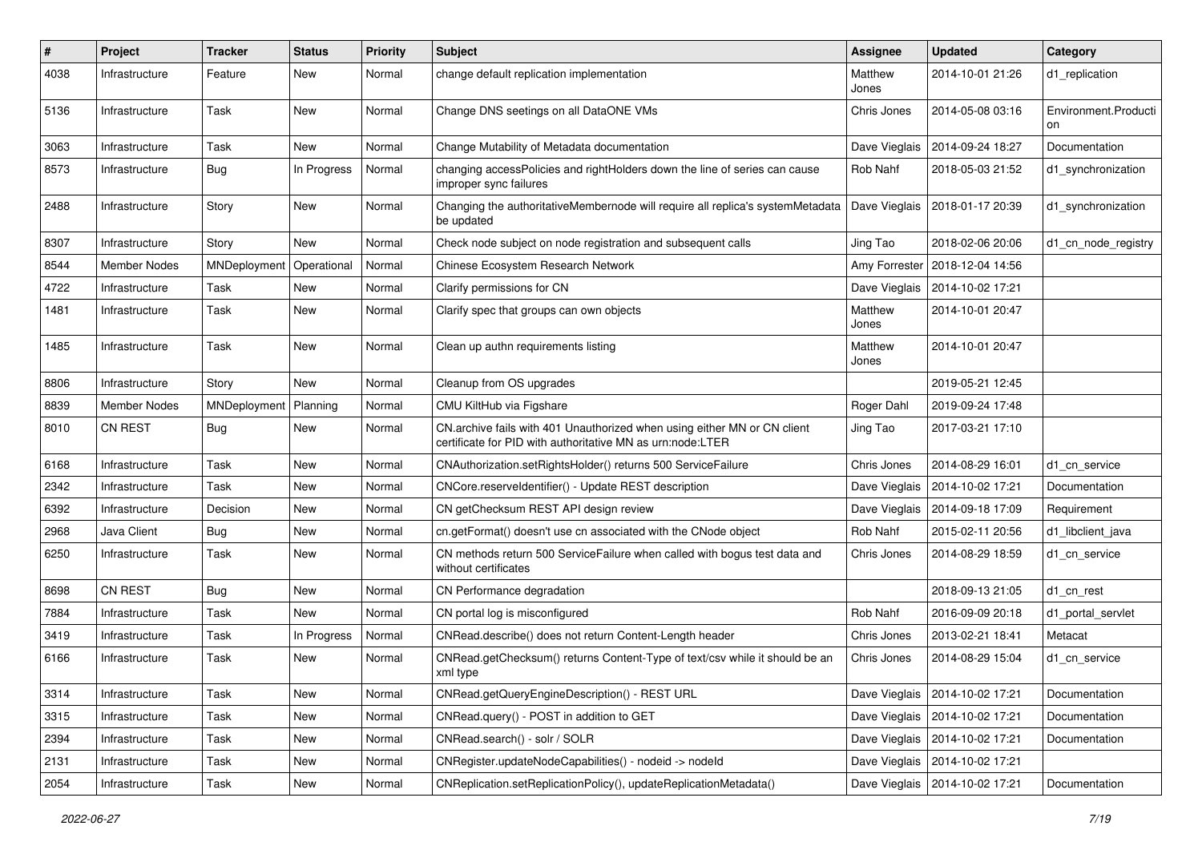| # | Project | Tracker | Status | Priority | Subject | Assignee | Updated | Category |
|---|---|---|---|---|---|---|---|---|
| 4038 | Infrastructure | Feature | New | Normal | change default replication implementation | Matthew Jones | 2014-10-01 21:26 | d1_replication |
| 5136 | Infrastructure | Task | New | Normal | Change DNS seetings on all DataONE VMs | Chris Jones | 2014-05-08 03:16 | Environment.Production |
| 3063 | Infrastructure | Task | New | Normal | Change Mutability of Metadata documentation | Dave Vieglais | 2014-09-24 18:27 | Documentation |
| 8573 | Infrastructure | Bug | In Progress | Normal | changing accessPolicies and rightHolders down the line of series can cause improper sync failures | Rob Nahf | 2018-05-03 21:52 | d1_synchronization |
| 2488 | Infrastructure | Story | New | Normal | Changing the authoritativeMembernode will require all replica's systemMetadata be updated | Dave Vieglais | 2018-01-17 20:39 | d1_synchronization |
| 8307 | Infrastructure | Story | New | Normal | Check node subject on node registration and subsequent calls | Jing Tao | 2018-02-06 20:06 | d1_cn_node_registry |
| 8544 | Member Nodes | MNDeployment | Operational | Normal | Chinese Ecosystem Research Network | Amy Forrester | 2018-12-04 14:56 | |
| 4722 | Infrastructure | Task | New | Normal | Clarify permissions for CN | Dave Vieglais | 2014-10-02 17:21 | |
| 1481 | Infrastructure | Task | New | Normal | Clarify spec that groups can own objects | Matthew Jones | 2014-10-01 20:47 | |
| 1485 | Infrastructure | Task | New | Normal | Clean up authn requirements listing | Matthew Jones | 2014-10-01 20:47 | |
| 8806 | Infrastructure | Story | New | Normal | Cleanup from OS upgrades | | 2019-05-21 12:45 | |
| 8839 | Member Nodes | MNDeployment | Planning | Normal | CMU KiltHub via Figshare | Roger Dahl | 2019-09-24 17:48 | |
| 8010 | CN REST | Bug | New | Normal | CN.archive fails with 401 Unauthorized when using either MN or CN client certificate for PID with authoritative MN as urn:node:LTER | Jing Tao | 2017-03-21 17:10 | |
| 6168 | Infrastructure | Task | New | Normal | CNAuthorization.setRightsHolder() returns 500 ServiceFailure | Chris Jones | 2014-08-29 16:01 | d1_cn_service |
| 2342 | Infrastructure | Task | New | Normal | CNCore.reserveIdentifier() - Update REST description | Dave Vieglais | 2014-10-02 17:21 | Documentation |
| 6392 | Infrastructure | Decision | New | Normal | CN getChecksum REST API design review | Dave Vieglais | 2014-09-18 17:09 | Requirement |
| 2968 | Java Client | Bug | New | Normal | cn.getFormat() doesn't use cn associated with the CNode object | Rob Nahf | 2015-02-11 20:56 | d1_libclient_java |
| 6250 | Infrastructure | Task | New | Normal | CN methods return 500 ServiceFailure when called with bogus test data and without certificates | Chris Jones | 2014-08-29 18:59 | d1_cn_service |
| 8698 | CN REST | Bug | New | Normal | CN Performance degradation | | 2018-09-13 21:05 | d1_cn_rest |
| 7884 | Infrastructure | Task | New | Normal | CN portal log is misconfigured | Rob Nahf | 2016-09-09 20:18 | d1_portal_servlet |
| 3419 | Infrastructure | Task | In Progress | Normal | CNRead.describe() does not return Content-Length header | Chris Jones | 2013-02-21 18:41 | Metacat |
| 6166 | Infrastructure | Task | New | Normal | CNRead.getChecksum() returns Content-Type of text/csv while it should be an xml type | Chris Jones | 2014-08-29 15:04 | d1_cn_service |
| 3314 | Infrastructure | Task | New | Normal | CNRead.getQueryEngineDescription() - REST URL | Dave Vieglais | 2014-10-02 17:21 | Documentation |
| 3315 | Infrastructure | Task | New | Normal | CNRead.query() - POST in addition to GET | Dave Vieglais | 2014-10-02 17:21 | Documentation |
| 2394 | Infrastructure | Task | New | Normal | CNRead.search() - solr / SOLR | Dave Vieglais | 2014-10-02 17:21 | Documentation |
| 2131 | Infrastructure | Task | New | Normal | CNRegister.updateNodeCapabilities() - nodeid -> nodeId | Dave Vieglais | 2014-10-02 17:21 | |
| 2054 | Infrastructure | Task | New | Normal | CNReplication.setReplicationPolicy(), updateReplicationMetadata() | Dave Vieglais | 2014-10-02 17:21 | Documentation |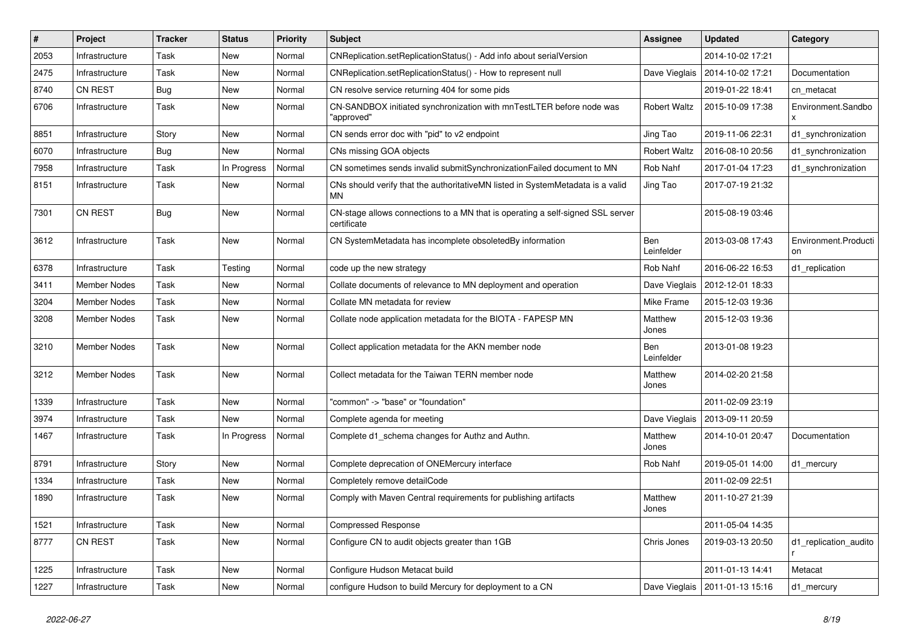| # | Project | Tracker | Status | Priority | Subject | Assignee | Updated | Category |
|---|---|---|---|---|---|---|---|---|
| 2053 | Infrastructure | Task | New | Normal | CNReplication.setReplicationStatus() - Add info about serialVersion | | 2014-10-02 17:21 | |
| 2475 | Infrastructure | Task | New | Normal | CNReplication.setReplicationStatus() - How to represent null | Dave Vieglais | 2014-10-02 17:21 | Documentation |
| 8740 | CN REST | Bug | New | Normal | CN resolve service returning 404 for some pids | | 2019-01-22 18:41 | cn_metacat |
| 6706 | Infrastructure | Task | New | Normal | CN-SANDBOX initiated synchronization with mnTestLTER before node was "approved" | Robert Waltz | 2015-10-09 17:38 | Environment.Sandbox |
| 8851 | Infrastructure | Story | New | Normal | CN sends error doc with "pid" to v2 endpoint | Jing Tao | 2019-11-06 22:31 | d1_synchronization |
| 6070 | Infrastructure | Bug | New | Normal | CNs missing GOA objects | Robert Waltz | 2016-08-10 20:56 | d1_synchronization |
| 7958 | Infrastructure | Task | In Progress | Normal | CN sometimes sends invalid submitSynchronizationFailed document to MN | Rob Nahf | 2017-01-04 17:23 | d1_synchronization |
| 8151 | Infrastructure | Task | New | Normal | CNs should verify that the authoritativeMN listed in SystemMetadata is a valid MN | Jing Tao | 2017-07-19 21:32 | |
| 7301 | CN REST | Bug | New | Normal | CN-stage allows connections to a MN that is operating a self-signed SSL server certificate | | 2015-08-19 03:46 | |
| 3612 | Infrastructure | Task | New | Normal | CN SystemMetadata has incomplete obsoletedBy information | Ben Leinfelder | 2013-03-08 17:43 | Environment.Production |
| 6378 | Infrastructure | Task | Testing | Normal | code up the new strategy | Rob Nahf | 2016-06-22 16:53 | d1_replication |
| 3411 | Member Nodes | Task | New | Normal | Collate documents of relevance to MN deployment and operation | Dave Vieglais | 2012-12-01 18:33 | |
| 3204 | Member Nodes | Task | New | Normal | Collate MN metadata for review | Mike Frame | 2015-12-03 19:36 | |
| 3208 | Member Nodes | Task | New | Normal | Collate node application metadata for the BIOTA - FAPESP MN | Matthew Jones | 2015-12-03 19:36 | |
| 3210 | Member Nodes | Task | New | Normal | Collect application metadata for the AKN member node | Ben Leinfelder | 2013-01-08 19:23 | |
| 3212 | Member Nodes | Task | New | Normal | Collect metadata for the Taiwan TERN member node | Matthew Jones | 2014-02-20 21:58 | |
| 1339 | Infrastructure | Task | New | Normal | "common" -> "base" or "foundation" | | 2011-02-09 23:19 | |
| 3974 | Infrastructure | Task | New | Normal | Complete agenda for meeting | Dave Vieglais | 2013-09-11 20:59 | |
| 1467 | Infrastructure | Task | In Progress | Normal | Complete d1_schema changes for Authz and Authn. | Matthew Jones | 2014-10-01 20:47 | Documentation |
| 8791 | Infrastructure | Story | New | Normal | Complete deprecation of ONEMercury interface | Rob Nahf | 2019-05-01 14:00 | d1_mercury |
| 1334 | Infrastructure | Task | New | Normal | Completely remove detailCode | | 2011-02-09 22:51 | |
| 1890 | Infrastructure | Task | New | Normal | Comply with Maven Central requirements for publishing artifacts | Matthew Jones | 2011-10-27 21:39 | |
| 1521 | Infrastructure | Task | New | Normal | Compressed Response | | 2011-05-04 14:35 | |
| 8777 | CN REST | Task | New | Normal | Configure CN to audit objects greater than 1GB | Chris Jones | 2019-03-13 20:50 | d1_replication_auditor |
| 1225 | Infrastructure | Task | New | Normal | Configure Hudson Metacat build | | 2011-01-13 14:41 | Metacat |
| 1227 | Infrastructure | Task | New | Normal | configure Hudson to build Mercury for deployment to a CN | Dave Vieglais | 2011-01-13 15:16 | d1_mercury |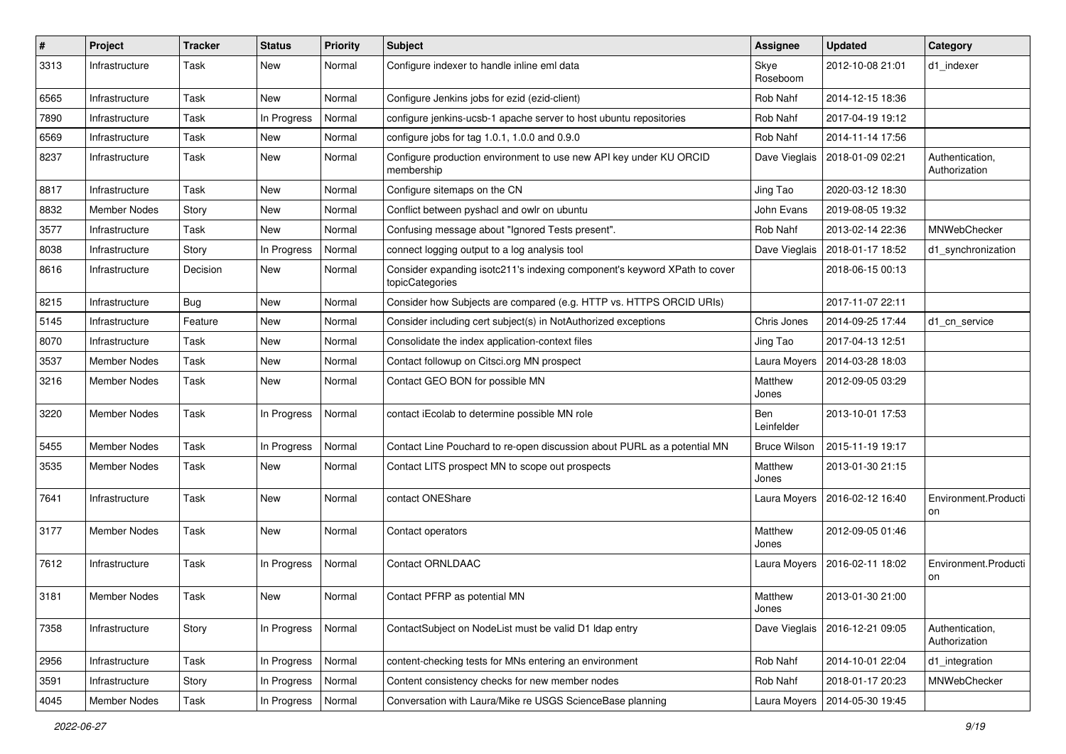| # | Project | Tracker | Status | Priority | Subject | Assignee | Updated | Category |
|---|---|---|---|---|---|---|---|---|
| 3313 | Infrastructure | Task | New | Normal | Configure indexer to handle inline eml data | Skye Roseboom | 2012-10-08 21:01 | d1_indexer |
| 6565 | Infrastructure | Task | New | Normal | Configure Jenkins jobs for ezid (ezid-client) | Rob Nahf | 2014-12-15 18:36 | |
| 7890 | Infrastructure | Task | In Progress | Normal | configure jenkins-ucsb-1 apache server to host ubuntu repositories | Rob Nahf | 2017-04-19 19:12 | |
| 6569 | Infrastructure | Task | New | Normal | configure jobs for tag 1.0.1, 1.0.0 and 0.9.0 | Rob Nahf | 2014-11-14 17:56 | |
| 8237 | Infrastructure | Task | New | Normal | Configure production environment to use new API key under KU ORCID membership | Dave Vieglais | 2018-01-09 02:21 | Authentication, Authorization |
| 8817 | Infrastructure | Task | New | Normal | Configure sitemaps on the CN | Jing Tao | 2020-03-12 18:30 | |
| 8832 | Member Nodes | Story | New | Normal | Conflict between pyshacl and owlr on ubuntu | John Evans | 2019-08-05 19:32 | |
| 3577 | Infrastructure | Task | New | Normal | Confusing message about "Ignored Tests present". | Rob Nahf | 2013-02-14 22:36 | MNWebChecker |
| 8038 | Infrastructure | Story | In Progress | Normal | connect logging output to a log analysis tool | Dave Vieglais | 2018-01-17 18:52 | d1_synchronization |
| 8616 | Infrastructure | Decision | New | Normal | Consider expanding isotc211's indexing component's keyword XPath to cover topicCategories | | 2018-06-15 00:13 | |
| 8215 | Infrastructure | Bug | New | Normal | Consider how Subjects are compared (e.g. HTTP vs. HTTPS ORCID URIs) | | 2017-11-07 22:11 | |
| 5145 | Infrastructure | Feature | New | Normal | Consider including cert subject(s) in NotAuthorized exceptions | Chris Jones | 2014-09-25 17:44 | d1_cn_service |
| 8070 | Infrastructure | Task | New | Normal | Consolidate the index application-context files | Jing Tao | 2017-04-13 12:51 | |
| 3537 | Member Nodes | Task | New | Normal | Contact followup on Citsci.org MN prospect | Laura Moyers | 2014-03-28 18:03 | |
| 3216 | Member Nodes | Task | New | Normal | Contact GEO BON for possible MN | Matthew Jones | 2012-09-05 03:29 | |
| 3220 | Member Nodes | Task | In Progress | Normal | contact iEcolab to determine possible MN role | Ben Leinfelder | 2013-10-01 17:53 | |
| 5455 | Member Nodes | Task | In Progress | Normal | Contact Line Pouchard to re-open discussion about PURL as a potential MN | Bruce Wilson | 2015-11-19 19:17 | |
| 3535 | Member Nodes | Task | New | Normal | Contact LITS prospect MN to scope out prospects | Matthew Jones | 2013-01-30 21:15 | |
| 7641 | Infrastructure | Task | New | Normal | contact ONEShare | Laura Moyers | 2016-02-12 16:40 | Environment.Production |
| 3177 | Member Nodes | Task | New | Normal | Contact operators | Matthew Jones | 2012-09-05 01:46 | |
| 7612 | Infrastructure | Task | In Progress | Normal | Contact ORNLDAAC | Laura Moyers | 2016-02-11 18:02 | Environment.Production |
| 3181 | Member Nodes | Task | New | Normal | Contact PFRP as potential MN | Matthew Jones | 2013-01-30 21:00 | |
| 7358 | Infrastructure | Story | In Progress | Normal | ContactSubject on NodeList must be valid D1 ldap entry | Dave Vieglais | 2016-12-21 09:05 | Authentication, Authorization |
| 2956 | Infrastructure | Task | In Progress | Normal | content-checking tests for MNs entering an environment | Rob Nahf | 2014-10-01 22:04 | d1_integration |
| 3591 | Infrastructure | Story | In Progress | Normal | Content consistency checks for new member nodes | Rob Nahf | 2018-01-17 20:23 | MNWebChecker |
| 4045 | Member Nodes | Task | In Progress | Normal | Conversation with Laura/Mike re USGS ScienceBase planning | Laura Moyers | 2014-05-30 19:45 | |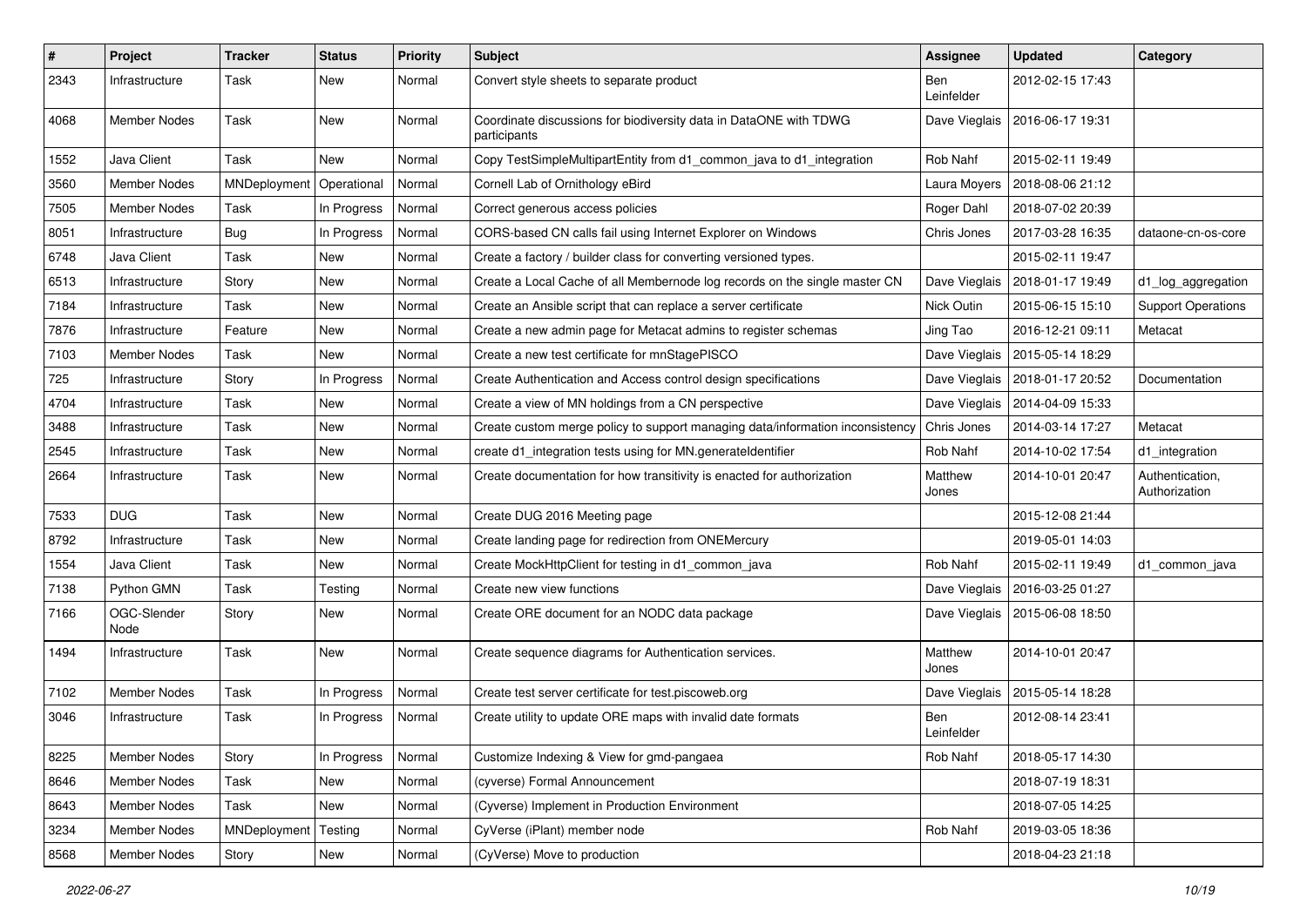| # | Project | Tracker | Status | Priority | Subject | Assignee | Updated | Category |
|---|---|---|---|---|---|---|---|---|
| 2343 | Infrastructure | Task | New | Normal | Convert style sheets to separate product | Ben Leinfelder | 2012-02-15 17:43 | |
| 4068 | Member Nodes | Task | New | Normal | Coordinate discussions for biodiversity data in DataONE with TDWG participants | Dave Vieglais | 2016-06-17 19:31 | |
| 1552 | Java Client | Task | New | Normal | Copy TestSimpleMultipartEntity from d1_common_java to d1_integration | Rob Nahf | 2015-02-11 19:49 | |
| 3560 | Member Nodes | MNDeployment | Operational | Normal | Cornell Lab of Ornithology eBird | Laura Moyers | 2018-08-06 21:12 | |
| 7505 | Member Nodes | Task | In Progress | Normal | Correct generous access policies | Roger Dahl | 2018-07-02 20:39 | |
| 8051 | Infrastructure | Bug | In Progress | Normal | CORS-based CN calls fail using Internet Explorer on Windows | Chris Jones | 2017-03-28 16:35 | dataone-cn-os-core |
| 6748 | Java Client | Task | New | Normal | Create a factory / builder class for converting versioned types. | | 2015-02-11 19:47 | |
| 6513 | Infrastructure | Story | New | Normal | Create a Local Cache of all Membernode log records on the single master CN | Dave Vieglais | 2018-01-17 19:49 | d1_log_aggregation |
| 7184 | Infrastructure | Task | New | Normal | Create an Ansible script that can replace a server certificate | Nick Outin | 2015-06-15 15:10 | Support Operations |
| 7876 | Infrastructure | Feature | New | Normal | Create a new admin page for Metacat admins to register schemas | Jing Tao | 2016-12-21 09:11 | Metacat |
| 7103 | Member Nodes | Task | New | Normal | Create a new test certificate for mnStagePISCO | Dave Vieglais | 2015-05-14 18:29 | |
| 725 | Infrastructure | Story | In Progress | Normal | Create Authentication and Access control design specifications | Dave Vieglais | 2018-01-17 20:52 | Documentation |
| 4704 | Infrastructure | Task | New | Normal | Create a view of MN holdings from a CN perspective | Dave Vieglais | 2014-04-09 15:33 | |
| 3488 | Infrastructure | Task | New | Normal | Create custom merge policy to support managing data/information inconsistency | Chris Jones | 2014-03-14 17:27 | Metacat |
| 2545 | Infrastructure | Task | New | Normal | create d1_integration tests using for MN.generateIdentifier | Rob Nahf | 2014-10-02 17:54 | d1_integration |
| 2664 | Infrastructure | Task | New | Normal | Create documentation for how transitivity is enacted for authorization | Matthew Jones | 2014-10-01 20:47 | Authentication, Authorization |
| 7533 | DUG | Task | New | Normal | Create DUG 2016 Meeting page | | 2015-12-08 21:44 | |
| 8792 | Infrastructure | Task | New | Normal | Create landing page for redirection from ONEMercury | | 2019-05-01 14:03 | |
| 1554 | Java Client | Task | New | Normal | Create MockHttpClient for testing in d1_common_java | Rob Nahf | 2015-02-11 19:49 | d1_common_java |
| 7138 | Python GMN | Task | Testing | Normal | Create new view functions | Dave Vieglais | 2016-03-25 01:27 | |
| 7166 | OGC-Slender Node | Story | New | Normal | Create ORE document for an NODC data package | Dave Vieglais | 2015-06-08 18:50 | |
| 1494 | Infrastructure | Task | New | Normal | Create sequence diagrams for Authentication services. | Matthew Jones | 2014-10-01 20:47 | |
| 7102 | Member Nodes | Task | In Progress | Normal | Create test server certificate for test.piscoweb.org | Dave Vieglais | 2015-05-14 18:28 | |
| 3046 | Infrastructure | Task | In Progress | Normal | Create utility to update ORE maps with invalid date formats | Ben Leinfelder | 2012-08-14 23:41 | |
| 8225 | Member Nodes | Story | In Progress | Normal | Customize Indexing & View for gmd-pangaea | Rob Nahf | 2018-05-17 14:30 | |
| 8646 | Member Nodes | Task | New | Normal | (cyverse) Formal Announcement | | 2018-07-19 18:31 | |
| 8643 | Member Nodes | Task | New | Normal | (Cyverse) Implement in Production Environment | | 2018-07-05 14:25 | |
| 3234 | Member Nodes | MNDeployment | Testing | Normal | CyVerse (iPlant) member node | Rob Nahf | 2019-03-05 18:36 | |
| 8568 | Member Nodes | Story | New | Normal | (CyVerse) Move to production | | 2018-04-23 21:18 | |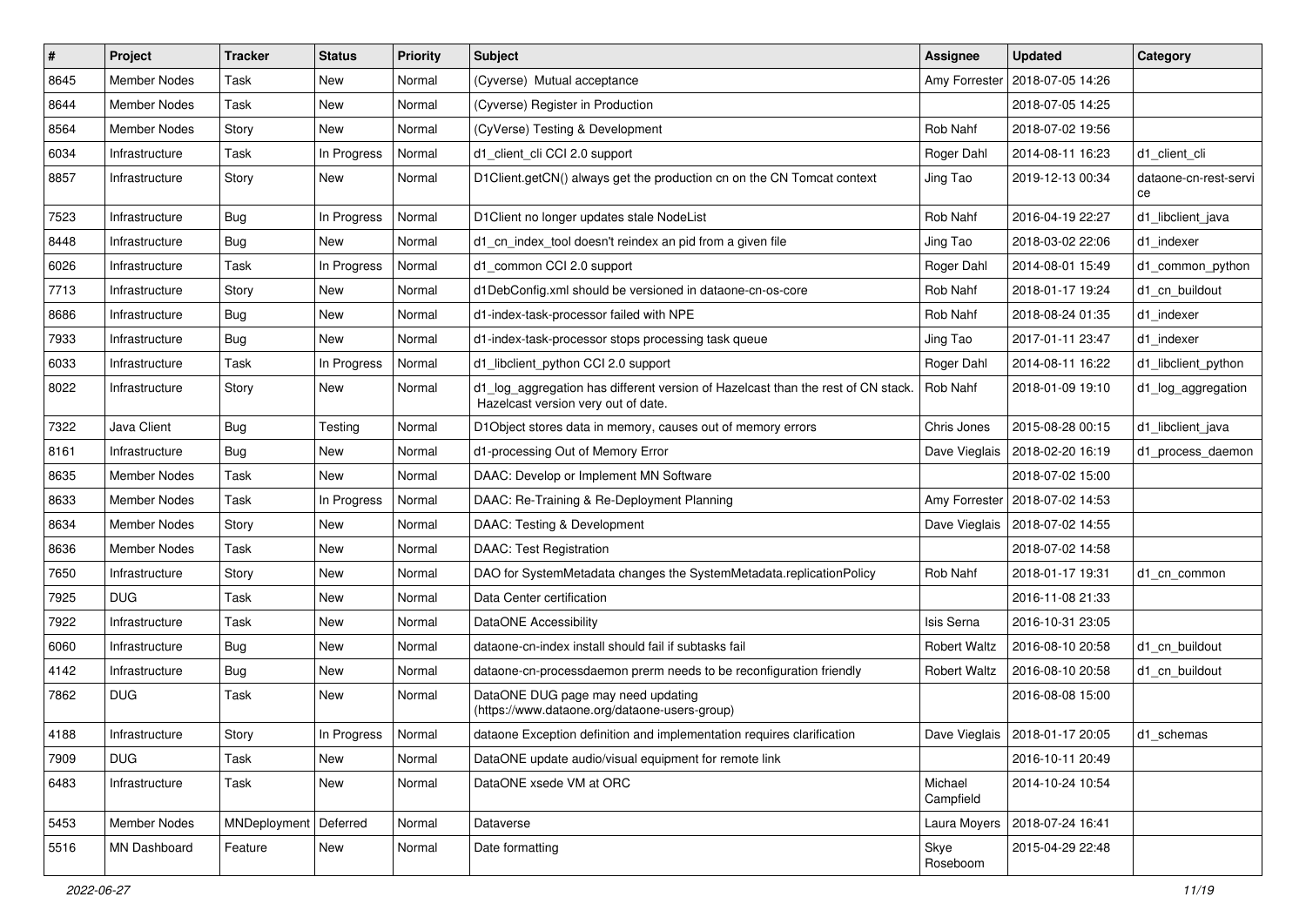| # | Project | Tracker | Status | Priority | Subject | Assignee | Updated | Category |
|---|---|---|---|---|---|---|---|---|
| 8645 | Member Nodes | Task | New | Normal | (Cyverse) Mutual acceptance | Amy Forrester | 2018-07-05 14:26 | |
| 8644 | Member Nodes | Task | New | Normal | (Cyverse) Register in Production | | 2018-07-05 14:25 | |
| 8564 | Member Nodes | Story | New | Normal | (CyVerse) Testing & Development | Rob Nahf | 2018-07-02 19:56 | |
| 6034 | Infrastructure | Task | In Progress | Normal | d1_client_cli CCI 2.0 support | Roger Dahl | 2014-08-11 16:23 | d1_client_cli |
| 8857 | Infrastructure | Story | New | Normal | D1Client.getCN() always get the production cn on the CN Tomcat context | Jing Tao | 2019-12-13 00:34 | dataone-cn-rest-service |
| 7523 | Infrastructure | Bug | In Progress | Normal | D1Client no longer updates stale NodeList | Rob Nahf | 2016-04-19 22:27 | d1_libclient_java |
| 8448 | Infrastructure | Bug | New | Normal | d1_cn_index_tool doesn't reindex an pid from a given file | Jing Tao | 2018-03-02 22:06 | d1_indexer |
| 6026 | Infrastructure | Task | In Progress | Normal | d1_common CCI 2.0 support | Roger Dahl | 2014-08-01 15:49 | d1_common_python |
| 7713 | Infrastructure | Story | New | Normal | d1DebConfig.xml should be versioned in dataone-cn-os-core | Rob Nahf | 2018-01-17 19:24 | d1_cn_buildout |
| 8686 | Infrastructure | Bug | New | Normal | d1-index-task-processor failed with NPE | Rob Nahf | 2018-08-24 01:35 | d1_indexer |
| 7933 | Infrastructure | Bug | New | Normal | d1-index-task-processor stops processing task queue | Jing Tao | 2017-01-11 23:47 | d1_indexer |
| 6033 | Infrastructure | Task | In Progress | Normal | d1_libclient_python CCI 2.0 support | Roger Dahl | 2014-08-11 16:22 | d1_libclient_python |
| 8022 | Infrastructure | Story | New | Normal | d1_log_aggregation has different version of Hazelcast than the rest of CN stack. Hazelcast version very out of date. | Rob Nahf | 2018-01-09 19:10 | d1_log_aggregation |
| 7322 | Java Client | Bug | Testing | Normal | D1Object stores data in memory, causes out of memory errors | Chris Jones | 2015-08-28 00:15 | d1_libclient_java |
| 8161 | Infrastructure | Bug | New | Normal | d1-processing Out of Memory Error | Dave Vieglais | 2018-02-20 16:19 | d1_process_daemon |
| 8635 | Member Nodes | Task | New | Normal | DAAC: Develop or Implement MN Software | | 2018-07-02 15:00 | |
| 8633 | Member Nodes | Task | In Progress | Normal | DAAC: Re-Training & Re-Deployment Planning | Amy Forrester | 2018-07-02 14:53 | |
| 8634 | Member Nodes | Story | New | Normal | DAAC: Testing & Development | Dave Vieglais | 2018-07-02 14:55 | |
| 8636 | Member Nodes | Task | New | Normal | DAAC: Test Registration | | 2018-07-02 14:58 | |
| 7650 | Infrastructure | Story | New | Normal | DAO for SystemMetadata changes the SystemMetadata.replicationPolicy | Rob Nahf | 2018-01-17 19:31 | d1_cn_common |
| 7925 | DUG | Task | New | Normal | Data Center certification | | 2016-11-08 21:33 | |
| 7922 | Infrastructure | Task | New | Normal | DataONE Accessibility | Isis Serna | 2016-10-31 23:05 | |
| 6060 | Infrastructure | Bug | New | Normal | dataone-cn-index install should fail if subtasks fail | Robert Waltz | 2016-08-10 20:58 | d1_cn_buildout |
| 4142 | Infrastructure | Bug | New | Normal | dataone-cn-processdaemon prerm needs to be reconfiguration friendly | Robert Waltz | 2016-08-10 20:58 | d1_cn_buildout |
| 7862 | DUG | Task | New | Normal | DataONE DUG page may need updating (https://www.dataone.org/dataone-users-group) | | 2016-08-08 15:00 | |
| 4188 | Infrastructure | Story | In Progress | Normal | dataone Exception definition and implementation requires clarification | Dave Vieglais | 2018-01-17 20:05 | d1_schemas |
| 7909 | DUG | Task | New | Normal | DataONE update audio/visual equipment for remote link | | 2016-10-11 20:49 | |
| 6483 | Infrastructure | Task | New | Normal | DataONE xsede VM at ORC | Michael Campfield | 2014-10-24 10:54 | |
| 5453 | Member Nodes | MNDeployment | Deferred | Normal | Dataverse | Laura Moyers | 2018-07-24 16:41 | |
| 5516 | MN Dashboard | Feature | New | Normal | Date formatting | Skye Roseboom | 2015-04-29 22:48 | |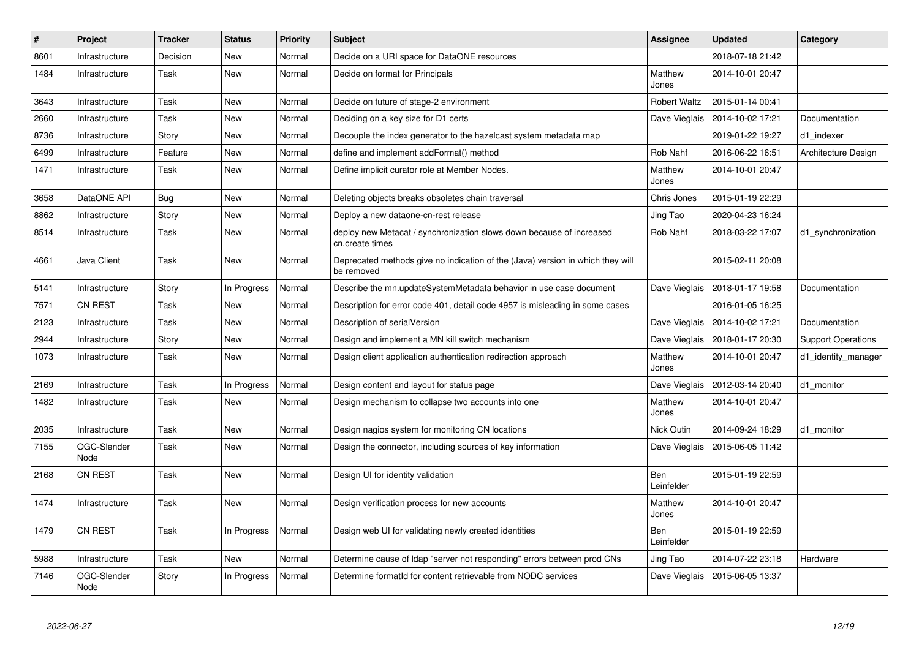| # | Project | Tracker | Status | Priority | Subject | Assignee | Updated | Category |
|---|---|---|---|---|---|---|---|---|
| 8601 | Infrastructure | Decision | New | Normal | Decide on a URI space for DataONE resources | | 2018-07-18 21:42 | |
| 1484 | Infrastructure | Task | New | Normal | Decide on format for Principals | Matthew Jones | 2014-10-01 20:47 | |
| 3643 | Infrastructure | Task | New | Normal | Decide on future of stage-2 environment | Robert Waltz | 2015-01-14 00:41 | |
| 2660 | Infrastructure | Task | New | Normal | Deciding on a key size for D1 certs | Dave Vieglais | 2014-10-02 17:21 | Documentation |
| 8736 | Infrastructure | Story | New | Normal | Decouple the index generator to the hazelcast system metadata map | | 2019-01-22 19:27 | d1_indexer |
| 6499 | Infrastructure | Feature | New | Normal | define and implement addFormat() method | Rob Nahf | 2016-06-22 16:51 | Architecture Design |
| 1471 | Infrastructure | Task | New | Normal | Define implicit curator role at Member Nodes. | Matthew Jones | 2014-10-01 20:47 | |
| 3658 | DataONE API | Bug | New | Normal | Deleting objects breaks obsoletes chain traversal | Chris Jones | 2015-01-19 22:29 | |
| 8862 | Infrastructure | Story | New | Normal | Deploy a new dataone-cn-rest release | Jing Tao | 2020-04-23 16:24 | |
| 8514 | Infrastructure | Task | New | Normal | deploy new Metacat / synchronization slows down because of increased cn.create times | Rob Nahf | 2018-03-22 17:07 | d1_synchronization |
| 4661 | Java Client | Task | New | Normal | Deprecated methods give no indication of the (Java) version in which they will be removed | | 2015-02-11 20:08 | |
| 5141 | Infrastructure | Story | In Progress | Normal | Describe the mn.updateSystemMetadata behavior in use case document | Dave Vieglais | 2018-01-17 19:58 | Documentation |
| 7571 | CN REST | Task | New | Normal | Description for error code 401, detail code 4957 is misleading in some cases | | 2016-01-05 16:25 | |
| 2123 | Infrastructure | Task | New | Normal | Description of serialVersion | Dave Vieglais | 2014-10-02 17:21 | Documentation |
| 2944 | Infrastructure | Story | New | Normal | Design and implement a MN kill switch mechanism | Dave Vieglais | 2018-01-17 20:30 | Support Operations |
| 1073 | Infrastructure | Task | New | Normal | Design client application authentication redirection approach | Matthew Jones | 2014-10-01 20:47 | d1_identity_manager |
| 2169 | Infrastructure | Task | In Progress | Normal | Design content and layout for status page | Dave Vieglais | 2012-03-14 20:40 | d1_monitor |
| 1482 | Infrastructure | Task | New | Normal | Design mechanism to collapse two accounts into one | Matthew Jones | 2014-10-01 20:47 | |
| 2035 | Infrastructure | Task | New | Normal | Design nagios system for monitoring CN locations | Nick Outin | 2014-09-24 18:29 | d1_monitor |
| 7155 | OGC-Slender Node | Task | New | Normal | Design the connector, including sources of key information | Dave Vieglais | 2015-06-05 11:42 | |
| 2168 | CN REST | Task | New | Normal | Design UI for identity validation | Ben Leinfelder | 2015-01-19 22:59 | |
| 1474 | Infrastructure | Task | New | Normal | Design verification process for new accounts | Matthew Jones | 2014-10-01 20:47 | |
| 1479 | CN REST | Task | In Progress | Normal | Design web UI for validating newly created identities | Ben Leinfelder | 2015-01-19 22:59 | |
| 5988 | Infrastructure | Task | New | Normal | Determine cause of ldap "server not responding" errors between prod CNs | Jing Tao | 2014-07-22 23:18 | Hardware |
| 7146 | OGC-Slender Node | Story | In Progress | Normal | Determine formatId for content retrievable from NODC services | Dave Vieglais | 2015-06-05 13:37 | |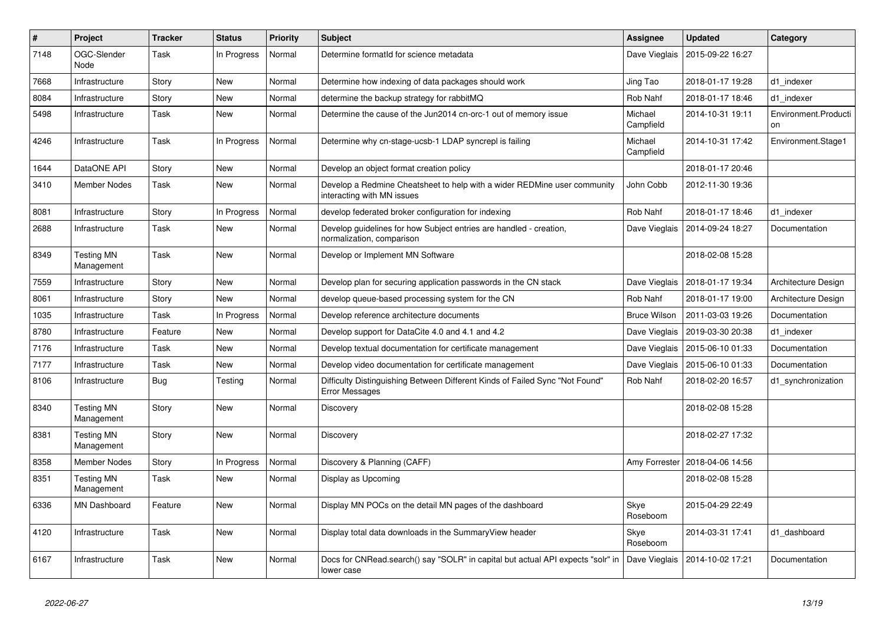| # | Project | Tracker | Status | Priority | Subject | Assignee | Updated | Category |
|---|---|---|---|---|---|---|---|---|
| 7148 | OGC-Slender Node | Task | In Progress | Normal | Determine formatId for science metadata | Dave Vieglais | 2015-09-22 16:27 | |
| 7668 | Infrastructure | Story | New | Normal | Determine how indexing of data packages should work | Jing Tao | 2018-01-17 19:28 | d1_indexer |
| 8084 | Infrastructure | Story | New | Normal | determine the backup strategy for rabbitMQ | Rob Nahf | 2018-01-17 18:46 | d1_indexer |
| 5498 | Infrastructure | Task | New | Normal | Determine the cause of the Jun2014 cn-orc-1 out of memory issue | Michael Campfield | 2014-10-31 19:11 | Environment.Production |
| 4246 | Infrastructure | Task | In Progress | Normal | Determine why cn-stage-ucsb-1 LDAP syncrepl is failing | Michael Campfield | 2014-10-31 17:42 | Environment.Stage1 |
| 1644 | DataONE API | Story | New | Normal | Develop an object format creation policy | | 2018-01-17 20:46 | |
| 3410 | Member Nodes | Task | New | Normal | Develop a Redmine Cheatsheet to help with a wider REDMine user community interacting with MN issues | John Cobb | 2012-11-30 19:36 | |
| 8081 | Infrastructure | Story | In Progress | Normal | develop federated broker configuration for indexing | Rob Nahf | 2018-01-17 18:46 | d1_indexer |
| 2688 | Infrastructure | Task | New | Normal | Develop guidelines for how Subject entries are handled - creation, normalization, comparison | Dave Vieglais | 2014-09-24 18:27 | Documentation |
| 8349 | Testing MN Management | Task | New | Normal | Develop or Implement MN Software | | 2018-02-08 15:28 | |
| 7559 | Infrastructure | Story | New | Normal | Develop plan for securing application passwords in the CN stack | Dave Vieglais | 2018-01-17 19:34 | Architecture Design |
| 8061 | Infrastructure | Story | New | Normal | develop queue-based processing system for the CN | Rob Nahf | 2018-01-17 19:00 | Architecture Design |
| 1035 | Infrastructure | Task | In Progress | Normal | Develop reference architecture documents | Bruce Wilson | 2011-03-03 19:26 | Documentation |
| 8780 | Infrastructure | Feature | New | Normal | Develop support for DataCite 4.0 and 4.1 and 4.2 | Dave Vieglais | 2019-03-30 20:38 | d1_indexer |
| 7176 | Infrastructure | Task | New | Normal | Develop textual documentation for certificate management | Dave Vieglais | 2015-06-10 01:33 | Documentation |
| 7177 | Infrastructure | Task | New | Normal | Develop video documentation for certificate management | Dave Vieglais | 2015-06-10 01:33 | Documentation |
| 8106 | Infrastructure | Bug | Testing | Normal | Difficulty Distinguishing Between Different Kinds of Failed Sync "Not Found" Error Messages | Rob Nahf | 2018-02-20 16:57 | d1_synchronization |
| 8340 | Testing MN Management | Story | New | Normal | Discovery | | 2018-02-08 15:28 | |
| 8381 | Testing MN Management | Story | New | Normal | Discovery | | 2018-02-27 17:32 | |
| 8358 | Member Nodes | Story | In Progress | Normal | Discovery & Planning (CAFF) | Amy Forrester | 2018-04-06 14:56 | |
| 8351 | Testing MN Management | Task | New | Normal | Display as Upcoming | | 2018-02-08 15:28 | |
| 6336 | MN Dashboard | Feature | New | Normal | Display MN POCs on the detail MN pages of the dashboard | Skye Roseboom | 2015-04-29 22:49 | |
| 4120 | Infrastructure | Task | New | Normal | Display total data downloads in the SummaryView header | Skye Roseboom | 2014-03-31 17:41 | d1_dashboard |
| 6167 | Infrastructure | Task | New | Normal | Docs for CNRead.search() say "SOLR" in capital but actual API expects "solr" in lower case | Dave Vieglais | 2014-10-02 17:21 | Documentation |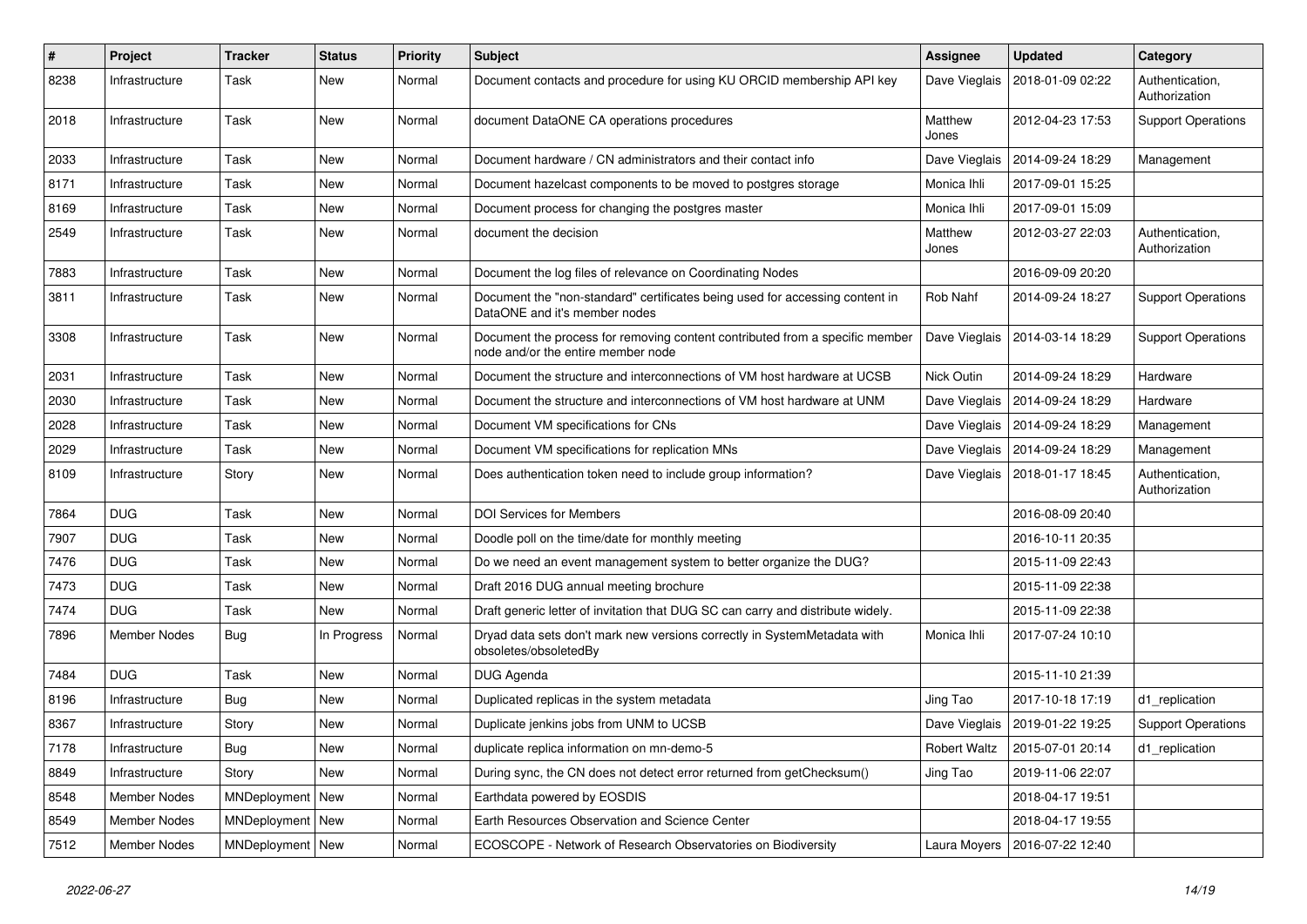| # | Project | Tracker | Status | Priority | Subject | Assignee | Updated | Category |
|---|---|---|---|---|---|---|---|---|
| 8238 | Infrastructure | Task | New | Normal | Document contacts and procedure for using KU ORCID membership API key | Dave Vieglais | 2018-01-09 02:22 | Authentication, Authorization |
| 2018 | Infrastructure | Task | New | Normal | document DataONE CA operations procedures | Matthew Jones | 2012-04-23 17:53 | Support Operations |
| 2033 | Infrastructure | Task | New | Normal | Document hardware / CN administrators and their contact info | Dave Vieglais | 2014-09-24 18:29 | Management |
| 8171 | Infrastructure | Task | New | Normal | Document hazelcast components to be moved to postgres storage | Monica Ihli | 2017-09-01 15:25 | |
| 8169 | Infrastructure | Task | New | Normal | Document process for changing the postgres master | Monica Ihli | 2017-09-01 15:09 | |
| 2549 | Infrastructure | Task | New | Normal | document the decision | Matthew Jones | 2012-03-27 22:03 | Authentication, Authorization |
| 7883 | Infrastructure | Task | New | Normal | Document the log files of relevance on Coordinating Nodes | | 2016-09-09 20:20 | |
| 3811 | Infrastructure | Task | New | Normal | Document the "non-standard" certificates being used for accessing content in DataONE and it's member nodes | Rob Nahf | 2014-09-24 18:27 | Support Operations |
| 3308 | Infrastructure | Task | New | Normal | Document the process for removing content contributed from a specific member node and/or the entire member node | Dave Vieglais | 2014-03-14 18:29 | Support Operations |
| 2031 | Infrastructure | Task | New | Normal | Document the structure and interconnections of VM host hardware at UCSB | Nick Outin | 2014-09-24 18:29 | Hardware |
| 2030 | Infrastructure | Task | New | Normal | Document the structure and interconnections of VM host hardware at UNM | Dave Vieglais | 2014-09-24 18:29 | Hardware |
| 2028 | Infrastructure | Task | New | Normal | Document VM specifications for CNs | Dave Vieglais | 2014-09-24 18:29 | Management |
| 2029 | Infrastructure | Task | New | Normal | Document VM specifications for replication MNs | Dave Vieglais | 2014-09-24 18:29 | Management |
| 8109 | Infrastructure | Story | New | Normal | Does authentication token need to include group information? | Dave Vieglais | 2018-01-17 18:45 | Authentication, Authorization |
| 7864 | DUG | Task | New | Normal | DOI Services for Members | | 2016-08-09 20:40 | |
| 7907 | DUG | Task | New | Normal | Doodle poll on the time/date for monthly meeting | | 2016-10-11 20:35 | |
| 7476 | DUG | Task | New | Normal | Do we need an event management system to better organize the DUG? | | 2015-11-09 22:43 | |
| 7473 | DUG | Task | New | Normal | Draft 2016 DUG annual meeting brochure | | 2015-11-09 22:38 | |
| 7474 | DUG | Task | New | Normal | Draft generic letter of invitation that DUG SC can carry and distribute widely. | | 2015-11-09 22:38 | |
| 7896 | Member Nodes | Bug | In Progress | Normal | Dryad data sets don't mark new versions correctly in SystemMetadata with obsoletes/obsoletedBy | Monica Ihli | 2017-07-24 10:10 | |
| 7484 | DUG | Task | New | Normal | DUG Agenda | | 2015-11-10 21:39 | |
| 8196 | Infrastructure | Bug | New | Normal | Duplicated replicas in the system metadata | Jing Tao | 2017-10-18 17:19 | d1_replication |
| 8367 | Infrastructure | Story | New | Normal | Duplicate jenkins jobs from UNM to UCSB | Dave Vieglais | 2019-01-22 19:25 | Support Operations |
| 7178 | Infrastructure | Bug | New | Normal | duplicate replica information on mn-demo-5 | Robert Waltz | 2015-07-01 20:14 | d1_replication |
| 8849 | Infrastructure | Story | New | Normal | During sync, the CN does not detect error returned from getChecksum() | Jing Tao | 2019-11-06 22:07 | |
| 8548 | Member Nodes | MNDeployment | New | Normal | Earthdata powered by EOSDIS | | 2018-04-17 19:51 | |
| 8549 | Member Nodes | MNDeployment | New | Normal | Earth Resources Observation and Science Center | | 2018-04-17 19:55 | |
| 7512 | Member Nodes | MNDeployment | New | Normal | ECOSCOPE - Network of Research Observatories on Biodiversity | Laura Moyers | 2016-07-22 12:40 | |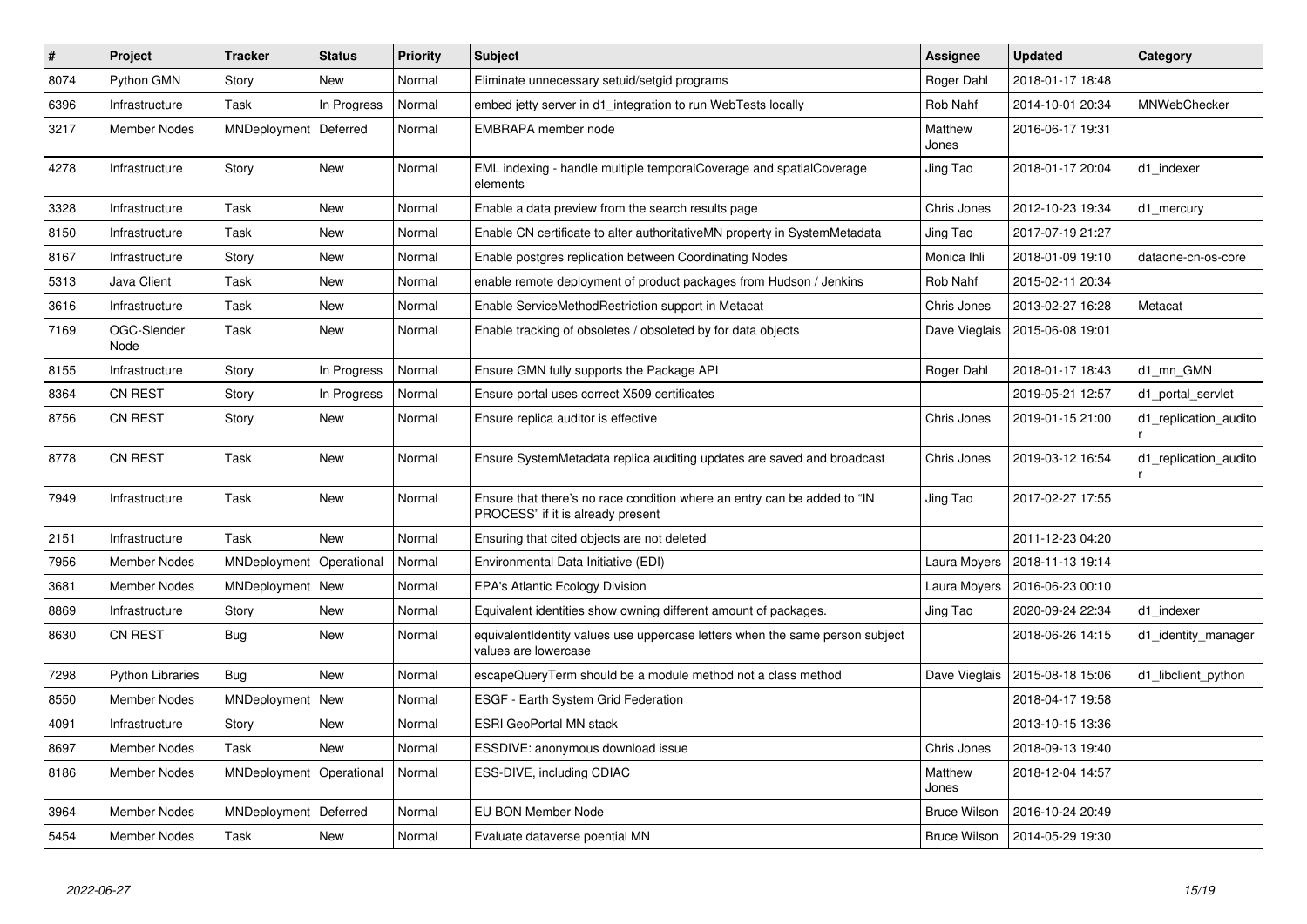| # | Project | Tracker | Status | Priority | Subject | Assignee | Updated | Category |
|---|---|---|---|---|---|---|---|---|
| 8074 | Python GMN | Story | New | Normal | Eliminate unnecessary setuid/setgid programs | Roger Dahl | 2018-01-17 18:48 | |
| 6396 | Infrastructure | Task | In Progress | Normal | embed jetty server in d1_integration to run WebTests locally | Rob Nahf | 2014-10-01 20:34 | MNWebChecker |
| 3217 | Member Nodes | MNDeployment | Deferred | Normal | EMBRAPA member node | Matthew Jones | 2016-06-17 19:31 | |
| 4278 | Infrastructure | Story | New | Normal | EML indexing - handle multiple temporalCoverage and spatialCoverage elements | Jing Tao | 2018-01-17 20:04 | d1_indexer |
| 3328 | Infrastructure | Task | New | Normal | Enable a data preview from the search results page | Chris Jones | 2012-10-23 19:34 | d1_mercury |
| 8150 | Infrastructure | Task | New | Normal | Enable CN certificate to alter authoritativeMN property in SystemMetadata | Jing Tao | 2017-07-19 21:27 | |
| 8167 | Infrastructure | Story | New | Normal | Enable postgres replication between Coordinating Nodes | Monica Ihli | 2018-01-09 19:10 | dataone-cn-os-core |
| 5313 | Java Client | Task | New | Normal | enable remote deployment of product packages from Hudson / Jenkins | Rob Nahf | 2015-02-11 20:34 | |
| 3616 | Infrastructure | Task | New | Normal | Enable ServiceMethodRestriction support in Metacat | Chris Jones | 2013-02-27 16:28 | Metacat |
| 7169 | OGC-Slender Node | Task | New | Normal | Enable tracking of obsoletes / obsoleted by for data objects | Dave Vieglais | 2015-06-08 19:01 | |
| 8155 | Infrastructure | Story | In Progress | Normal | Ensure GMN fully supports the Package API | Roger Dahl | 2018-01-17 18:43 | d1_mn_GMN |
| 8364 | CN REST | Story | In Progress | Normal | Ensure portal uses correct X509 certificates | | 2019-05-21 12:57 | d1_portal_servlet |
| 8756 | CN REST | Story | New | Normal | Ensure replica auditor is effective | Chris Jones | 2019-01-15 21:00 | d1_replication_auditor |
| 8778 | CN REST | Task | New | Normal | Ensure SystemMetadata replica auditing updates are saved and broadcast | Chris Jones | 2019-03-12 16:54 | d1_replication_auditor |
| 7949 | Infrastructure | Task | New | Normal | Ensure that there's no race condition where an entry can be added to "IN PROCESS" if it is already present | Jing Tao | 2017-02-27 17:55 | |
| 2151 | Infrastructure | Task | New | Normal | Ensuring that cited objects are not deleted | | 2011-12-23 04:20 | |
| 7956 | Member Nodes | MNDeployment | Operational | Normal | Environmental Data Initiative (EDI) | Laura Moyers | 2018-11-13 19:14 | |
| 3681 | Member Nodes | MNDeployment | New | Normal | EPA's Atlantic Ecology Division | Laura Moyers | 2016-06-23 00:10 | |
| 8869 | Infrastructure | Story | New | Normal | Equivalent identities show owning different amount of packages. | Jing Tao | 2020-09-24 22:34 | d1_indexer |
| 8630 | CN REST | Bug | New | Normal | equivalentIdentity values use uppercase letters when the same person subject values are lowercase | | 2018-06-26 14:15 | d1_identity_manager |
| 7298 | Python Libraries | Bug | New | Normal | escapeQueryTerm should be a module method not a class method | Dave Vieglais | 2015-08-18 15:06 | d1_libclient_python |
| 8550 | Member Nodes | MNDeployment | New | Normal | ESGF - Earth System Grid Federation | | 2018-04-17 19:58 | |
| 4091 | Infrastructure | Story | New | Normal | ESRI GeoPortal MN stack | | 2013-10-15 13:36 | |
| 8697 | Member Nodes | Task | New | Normal | ESSDIVE: anonymous download issue | Chris Jones | 2018-09-13 19:40 | |
| 8186 | Member Nodes | MNDeployment | Operational | Normal | ESS-DIVE, including CDIAC | Matthew Jones | 2018-12-04 14:57 | |
| 3964 | Member Nodes | MNDeployment | Deferred | Normal | EU BON Member Node | Bruce Wilson | 2016-10-24 20:49 | |
| 5454 | Member Nodes | Task | New | Normal | Evaluate dataverse poential MN | Bruce Wilson | 2014-05-29 19:30 | |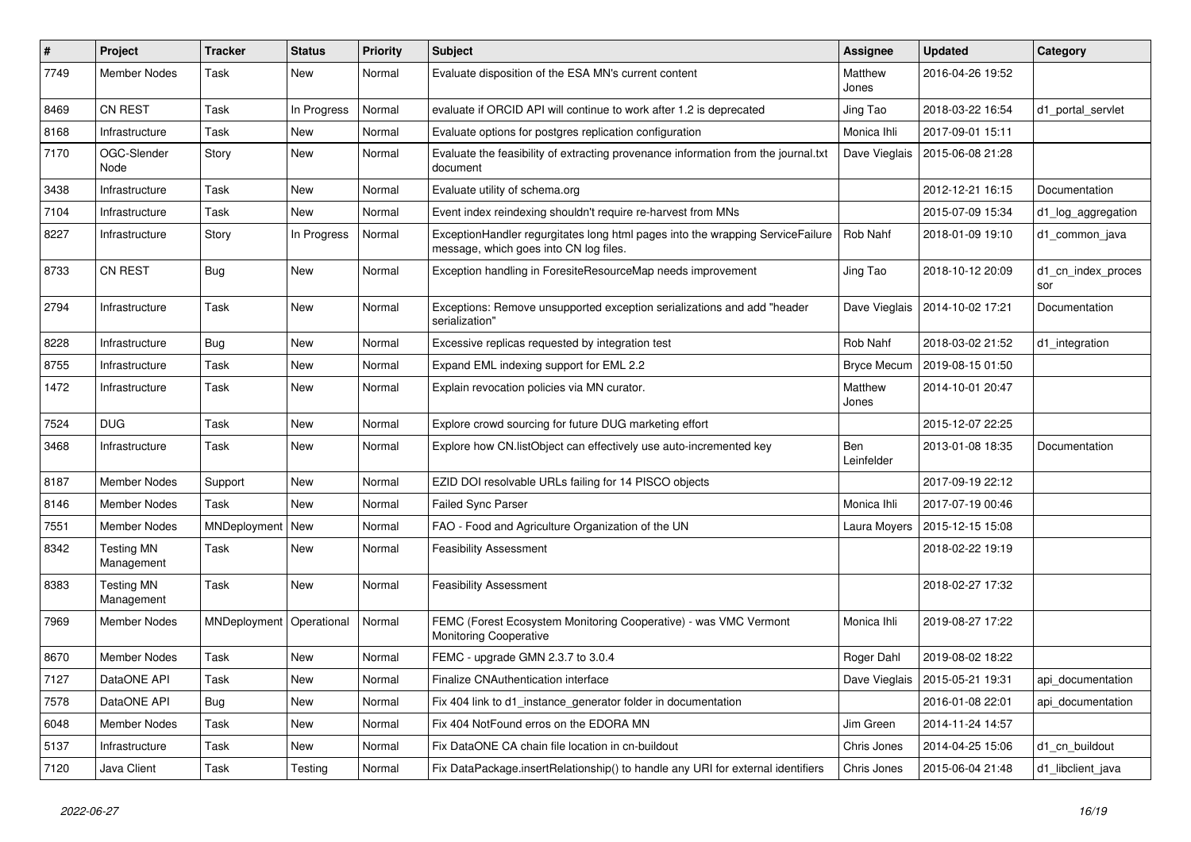| # | Project | Tracker | Status | Priority | Subject | Assignee | Updated | Category |
|---|---|---|---|---|---|---|---|---|
| 7749 | Member Nodes | Task | New | Normal | Evaluate disposition of the ESA MN's current content | Matthew Jones | 2016-04-26 19:52 | |
| 8469 | CN REST | Task | In Progress | Normal | evaluate if ORCID API will continue to work after 1.2 is deprecated | Jing Tao | 2018-03-22 16:54 | d1_portal_servlet |
| 8168 | Infrastructure | Task | New | Normal | Evaluate options for postgres replication configuration | Monica Ihli | 2017-09-01 15:11 | |
| 7170 | OGC-Slender Node | Story | New | Normal | Evaluate the feasibility of extracting provenance information from the journal.txt document | Dave Vieglais | 2015-06-08 21:28 | |
| 3438 | Infrastructure | Task | New | Normal | Evaluate utility of schema.org | | 2012-12-21 16:15 | Documentation |
| 7104 | Infrastructure | Task | New | Normal | Event index reindexing shouldn't require re-harvest from MNs | | 2015-07-09 15:34 | d1_log_aggregation |
| 8227 | Infrastructure | Story | In Progress | Normal | ExceptionHandler regurgitates long html pages into the wrapping ServiceFailure message, which goes into CN log files. | Rob Nahf | 2018-01-09 19:10 | d1_common_java |
| 8733 | CN REST | Bug | New | Normal | Exception handling in ForesiteResourceMap needs improvement | Jing Tao | 2018-10-12 20:09 | d1_cn_index_processor |
| 2794 | Infrastructure | Task | New | Normal | Exceptions: Remove unsupported exception serializations and add "header serialization" | Dave Vieglais | 2014-10-02 17:21 | Documentation |
| 8228 | Infrastructure | Bug | New | Normal | Excessive replicas requested by integration test | Rob Nahf | 2018-03-02 21:52 | d1_integration |
| 8755 | Infrastructure | Task | New | Normal | Expand EML indexing support for EML 2.2 | Bryce Mecum | 2019-08-15 01:50 | |
| 1472 | Infrastructure | Task | New | Normal | Explain revocation policies via MN curator. | Matthew Jones | 2014-10-01 20:47 | |
| 7524 | DUG | Task | New | Normal | Explore crowd sourcing for future DUG marketing effort | | 2015-12-07 22:25 | |
| 3468 | Infrastructure | Task | New | Normal | Explore how CN.listObject can effectively use auto-incremented key | Ben Leinfelder | 2013-01-08 18:35 | Documentation |
| 8187 | Member Nodes | Support | New | Normal | EZID DOI resolvable URLs failing for 14 PISCO objects | | 2017-09-19 22:12 | |
| 8146 | Member Nodes | Task | New | Normal | Failed Sync Parser | Monica Ihli | 2017-07-19 00:46 | |
| 7551 | Member Nodes | MNDeployment | New | Normal | FAO - Food and Agriculture Organization of the UN | Laura Moyers | 2015-12-15 15:08 | |
| 8342 | Testing MN Management | Task | New | Normal | Feasibility Assessment | | 2018-02-22 19:19 | |
| 8383 | Testing MN Management | Task | New | Normal | Feasibility Assessment | | 2018-02-27 17:32 | |
| 7969 | Member Nodes | MNDeployment | Operational | Normal | FEMC (Forest Ecosystem Monitoring Cooperative) - was VMC Vermont Monitoring Cooperative | Monica Ihli | 2019-08-27 17:22 | |
| 8670 | Member Nodes | Task | New | Normal | FEMC - upgrade GMN 2.3.7 to 3.0.4 | Roger Dahl | 2019-08-02 18:22 | |
| 7127 | DataONE API | Task | New | Normal | Finalize CNAuthentication interface | Dave Vieglais | 2015-05-21 19:31 | api_documentation |
| 7578 | DataONE API | Bug | New | Normal | Fix 404 link to d1_instance_generator folder in documentation | | 2016-01-08 22:01 | api_documentation |
| 6048 | Member Nodes | Task | New | Normal | Fix 404 NotFound erros on the EDORA MN | Jim Green | 2014-11-24 14:57 | |
| 5137 | Infrastructure | Task | New | Normal | Fix DataONE CA chain file location in cn-buildout | Chris Jones | 2014-04-25 15:06 | d1_cn_buildout |
| 7120 | Java Client | Task | Testing | Normal | Fix DataPackage.insertRelationship() to handle any URI for external identifiers | Chris Jones | 2015-06-04 21:48 | d1_libclient_java |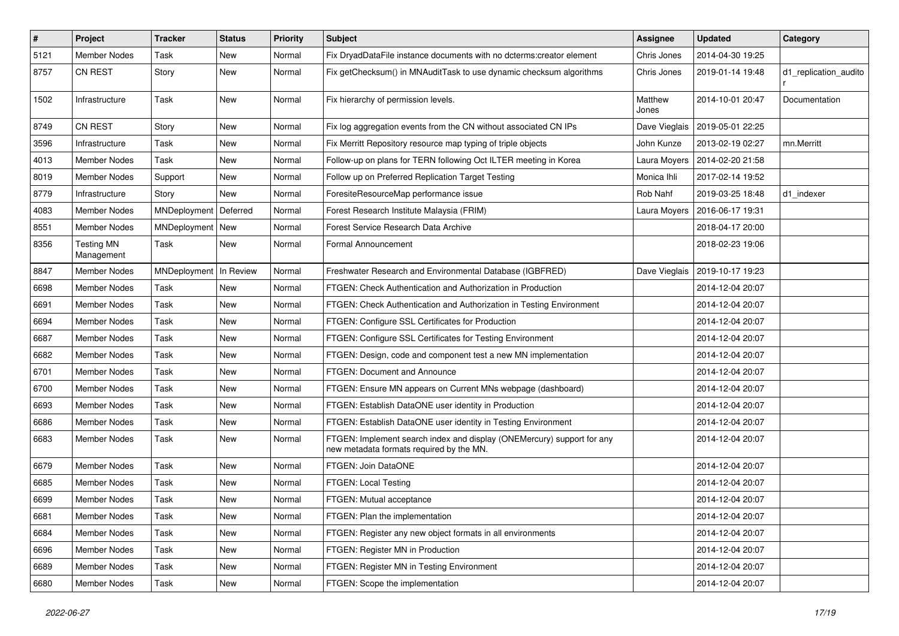| # | Project | Tracker | Status | Priority | Subject | Assignee | Updated | Category |
|---|---|---|---|---|---|---|---|---|
| 5121 | Member Nodes | Task | New | Normal | Fix DryadDataFile instance documents with no dcterms:creator element | Chris Jones | 2014-04-30 19:25 | |
| 8757 | CN REST | Story | New | Normal | Fix getChecksum() in MNAuditTask to use dynamic checksum algorithms | Chris Jones | 2019-01-14 19:48 | d1_replication_auditor |
| 1502 | Infrastructure | Task | New | Normal | Fix hierarchy of permission levels. | Matthew Jones | 2014-10-01 20:47 | Documentation |
| 8749 | CN REST | Story | New | Normal | Fix log aggregation events from the CN without associated CN IPs | Dave Vieglais | 2019-05-01 22:25 | |
| 3596 | Infrastructure | Task | New | Normal | Fix Merritt Repository resource map typing of triple objects | John Kunze | 2013-02-19 02:27 | mn.Merritt |
| 4013 | Member Nodes | Task | New | Normal | Follow-up on plans for TERN following Oct ILTER meeting in Korea | Laura Moyers | 2014-02-20 21:58 | |
| 8019 | Member Nodes | Support | New | Normal | Follow up on Preferred Replication Target Testing | Monica Ihli | 2017-02-14 19:52 | |
| 8779 | Infrastructure | Story | New | Normal | ForesiteResourceMap performance issue | Rob Nahf | 2019-03-25 18:48 | d1_indexer |
| 4083 | Member Nodes | MNDeployment | Deferred | Normal | Forest Research Institute Malaysia (FRIM) | Laura Moyers | 2016-06-17 19:31 | |
| 8551 | Member Nodes | MNDeployment | New | Normal | Forest Service Research Data Archive | | 2018-04-17 20:00 | |
| 8356 | Testing MN Management | Task | New | Normal | Formal Announcement | | 2018-02-23 19:06 | |
| 8847 | Member Nodes | MNDeployment | In Review | Normal | Freshwater Research and Environmental Database (IGBFRED) | Dave Vieglais | 2019-10-17 19:23 | |
| 6698 | Member Nodes | Task | New | Normal | FTGEN: Check Authentication and Authorization in Production | | 2014-12-04 20:07 | |
| 6691 | Member Nodes | Task | New | Normal | FTGEN: Check Authentication and Authorization in Testing Environment | | 2014-12-04 20:07 | |
| 6694 | Member Nodes | Task | New | Normal | FTGEN: Configure SSL Certificates for Production | | 2014-12-04 20:07 | |
| 6687 | Member Nodes | Task | New | Normal | FTGEN: Configure SSL Certificates for Testing Environment | | 2014-12-04 20:07 | |
| 6682 | Member Nodes | Task | New | Normal | FTGEN: Design, code and component test a new MN implementation | | 2014-12-04 20:07 | |
| 6701 | Member Nodes | Task | New | Normal | FTGEN: Document and Announce | | 2014-12-04 20:07 | |
| 6700 | Member Nodes | Task | New | Normal | FTGEN: Ensure MN appears on Current MNs webpage (dashboard) | | 2014-12-04 20:07 | |
| 6693 | Member Nodes | Task | New | Normal | FTGEN: Establish DataONE user identity in Production | | 2014-12-04 20:07 | |
| 6686 | Member Nodes | Task | New | Normal | FTGEN: Establish DataONE user identity in Testing Environment | | 2014-12-04 20:07 | |
| 6683 | Member Nodes | Task | New | Normal | FTGEN: Implement search index and display (ONEMercury) support for any new metadata formats required by the MN. | | 2014-12-04 20:07 | |
| 6679 | Member Nodes | Task | New | Normal | FTGEN: Join DataONE | | 2014-12-04 20:07 | |
| 6685 | Member Nodes | Task | New | Normal | FTGEN: Local Testing | | 2014-12-04 20:07 | |
| 6699 | Member Nodes | Task | New | Normal | FTGEN: Mutual acceptance | | 2014-12-04 20:07 | |
| 6681 | Member Nodes | Task | New | Normal | FTGEN: Plan the implementation | | 2014-12-04 20:07 | |
| 6684 | Member Nodes | Task | New | Normal | FTGEN: Register any new object formats in all environments | | 2014-12-04 20:07 | |
| 6696 | Member Nodes | Task | New | Normal | FTGEN: Register MN in Production | | 2014-12-04 20:07 | |
| 6689 | Member Nodes | Task | New | Normal | FTGEN: Register MN in Testing Environment | | 2014-12-04 20:07 | |
| 6680 | Member Nodes | Task | New | Normal | FTGEN: Scope the implementation | | 2014-12-04 20:07 | |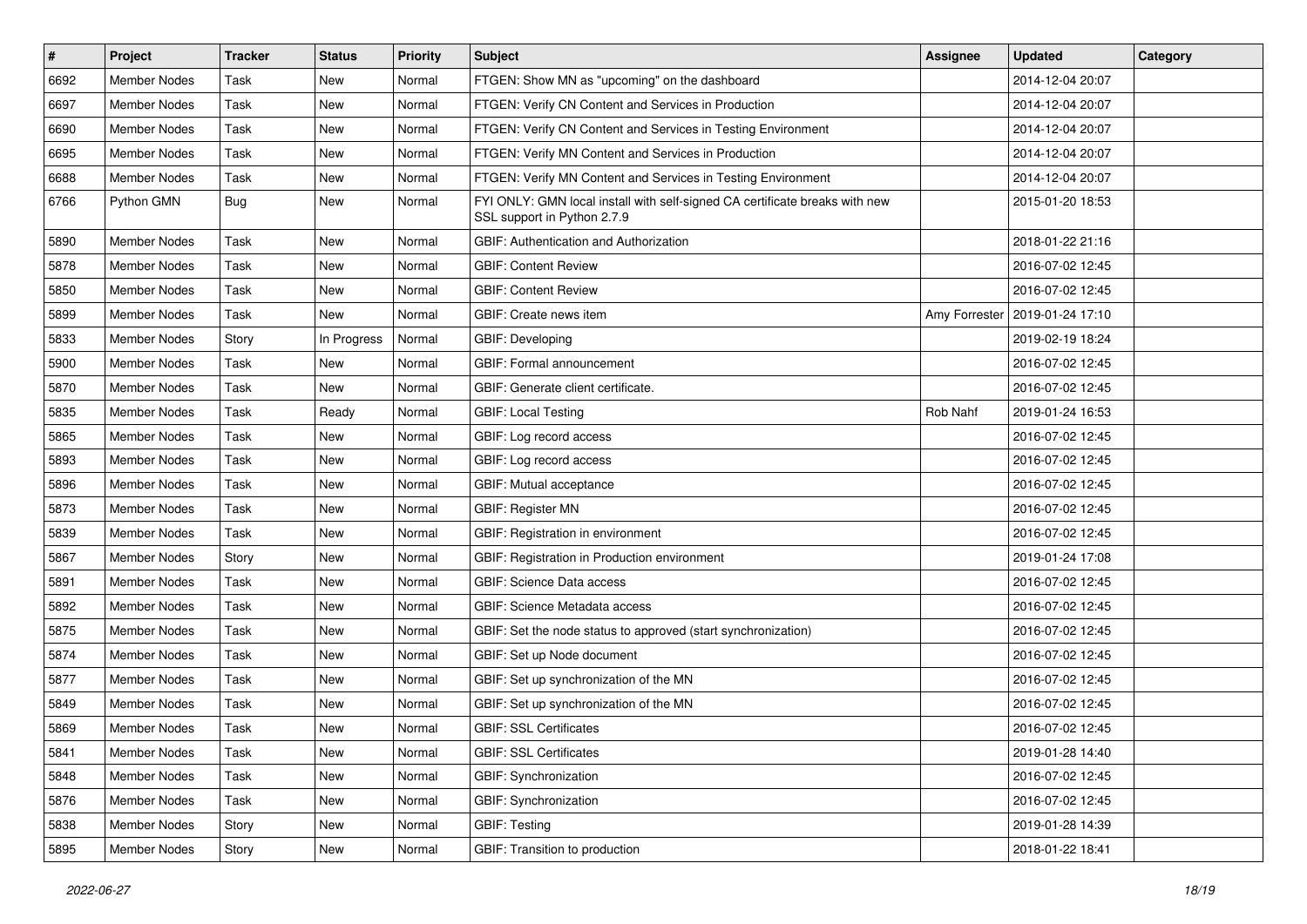| # | Project | Tracker | Status | Priority | Subject | Assignee | Updated | Category |
|---|---|---|---|---|---|---|---|---|
| 6692 | Member Nodes | Task | New | Normal | FTGEN: Show MN as "upcoming" on the dashboard | | 2014-12-04 20:07 | |
| 6697 | Member Nodes | Task | New | Normal | FTGEN: Verify CN Content and Services in Production | | 2014-12-04 20:07 | |
| 6690 | Member Nodes | Task | New | Normal | FTGEN: Verify CN Content and Services in Testing Environment | | 2014-12-04 20:07 | |
| 6695 | Member Nodes | Task | New | Normal | FTGEN: Verify MN Content and Services in Production | | 2014-12-04 20:07 | |
| 6688 | Member Nodes | Task | New | Normal | FTGEN: Verify MN Content and Services in Testing Environment | | 2014-12-04 20:07 | |
| 6766 | Python GMN | Bug | New | Normal | FYI ONLY: GMN local install with self-signed CA certificate breaks with new SSL support in Python 2.7.9 | | 2015-01-20 18:53 | |
| 5890 | Member Nodes | Task | New | Normal | GBIF: Authentication and Authorization | | 2018-01-22 21:16 | |
| 5878 | Member Nodes | Task | New | Normal | GBIF: Content Review | | 2016-07-02 12:45 | |
| 5850 | Member Nodes | Task | New | Normal | GBIF: Content Review | | 2016-07-02 12:45 | |
| 5899 | Member Nodes | Task | New | Normal | GBIF: Create news item | Amy Forrester | 2019-01-24 17:10 | |
| 5833 | Member Nodes | Story | In Progress | Normal | GBIF: Developing | | 2019-02-19 18:24 | |
| 5900 | Member Nodes | Task | New | Normal | GBIF: Formal announcement | | 2016-07-02 12:45 | |
| 5870 | Member Nodes | Task | New | Normal | GBIF: Generate client certificate. | | 2016-07-02 12:45 | |
| 5835 | Member Nodes | Task | Ready | Normal | GBIF: Local Testing | Rob Nahf | 2019-01-24 16:53 | |
| 5865 | Member Nodes | Task | New | Normal | GBIF: Log record access | | 2016-07-02 12:45 | |
| 5893 | Member Nodes | Task | New | Normal | GBIF: Log record access | | 2016-07-02 12:45 | |
| 5896 | Member Nodes | Task | New | Normal | GBIF: Mutual acceptance | | 2016-07-02 12:45 | |
| 5873 | Member Nodes | Task | New | Normal | GBIF: Register MN | | 2016-07-02 12:45 | |
| 5839 | Member Nodes | Task | New | Normal | GBIF: Registration in environment | | 2016-07-02 12:45 | |
| 5867 | Member Nodes | Story | New | Normal | GBIF: Registration in Production environment | | 2019-01-24 17:08 | |
| 5891 | Member Nodes | Task | New | Normal | GBIF: Science Data access | | 2016-07-02 12:45 | |
| 5892 | Member Nodes | Task | New | Normal | GBIF: Science Metadata access | | 2016-07-02 12:45 | |
| 5875 | Member Nodes | Task | New | Normal | GBIF: Set the node status to approved (start synchronization) | | 2016-07-02 12:45 | |
| 5874 | Member Nodes | Task | New | Normal | GBIF: Set up Node document | | 2016-07-02 12:45 | |
| 5877 | Member Nodes | Task | New | Normal | GBIF: Set up synchronization of the MN | | 2016-07-02 12:45 | |
| 5849 | Member Nodes | Task | New | Normal | GBIF: Set up synchronization of the MN | | 2016-07-02 12:45 | |
| 5869 | Member Nodes | Task | New | Normal | GBIF: SSL Certificates | | 2016-07-02 12:45 | |
| 5841 | Member Nodes | Task | New | Normal | GBIF: SSL Certificates | | 2019-01-28 14:40 | |
| 5848 | Member Nodes | Task | New | Normal | GBIF: Synchronization | | 2016-07-02 12:45 | |
| 5876 | Member Nodes | Task | New | Normal | GBIF: Synchronization | | 2016-07-02 12:45 | |
| 5838 | Member Nodes | Story | New | Normal | GBIF: Testing | | 2019-01-28 14:39 | |
| 5895 | Member Nodes | Story | New | Normal | GBIF: Transition to production | | 2018-01-22 18:41 | |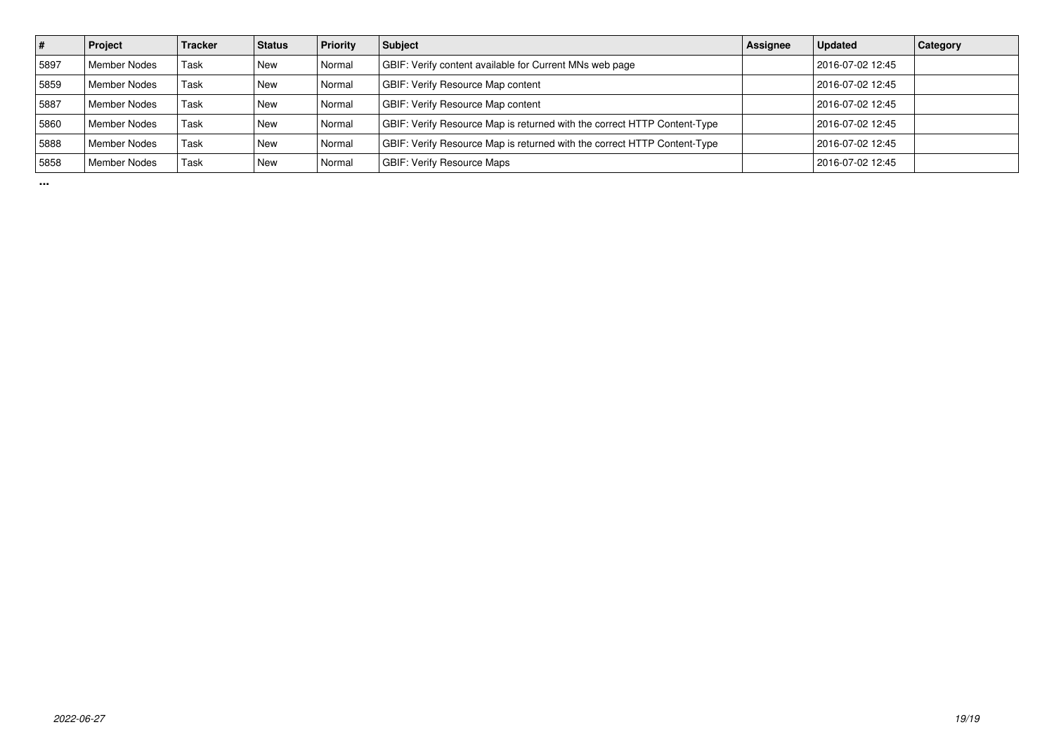| # | Project | Tracker | Status | Priority | Subject | Assignee | Updated | Category |
|---|---|---|---|---|---|---|---|---|
| 5897 | Member Nodes | Task | New | Normal | GBIF: Verify content available for Current MNs web page | | 2016-07-02 12:45 | |
| 5859 | Member Nodes | Task | New | Normal | GBIF: Verify Resource Map content | | 2016-07-02 12:45 | |
| 5887 | Member Nodes | Task | New | Normal | GBIF: Verify Resource Map content | | 2016-07-02 12:45 | |
| 5860 | Member Nodes | Task | New | Normal | GBIF: Verify Resource Map is returned with the correct HTTP Content-Type | | 2016-07-02 12:45 | |
| 5888 | Member Nodes | Task | New | Normal | GBIF: Verify Resource Map is returned with the correct HTTP Content-Type | | 2016-07-02 12:45 | |
| 5858 | Member Nodes | Task | New | Normal | GBIF: Verify Resource Maps | | 2016-07-02 12:45 | |

...